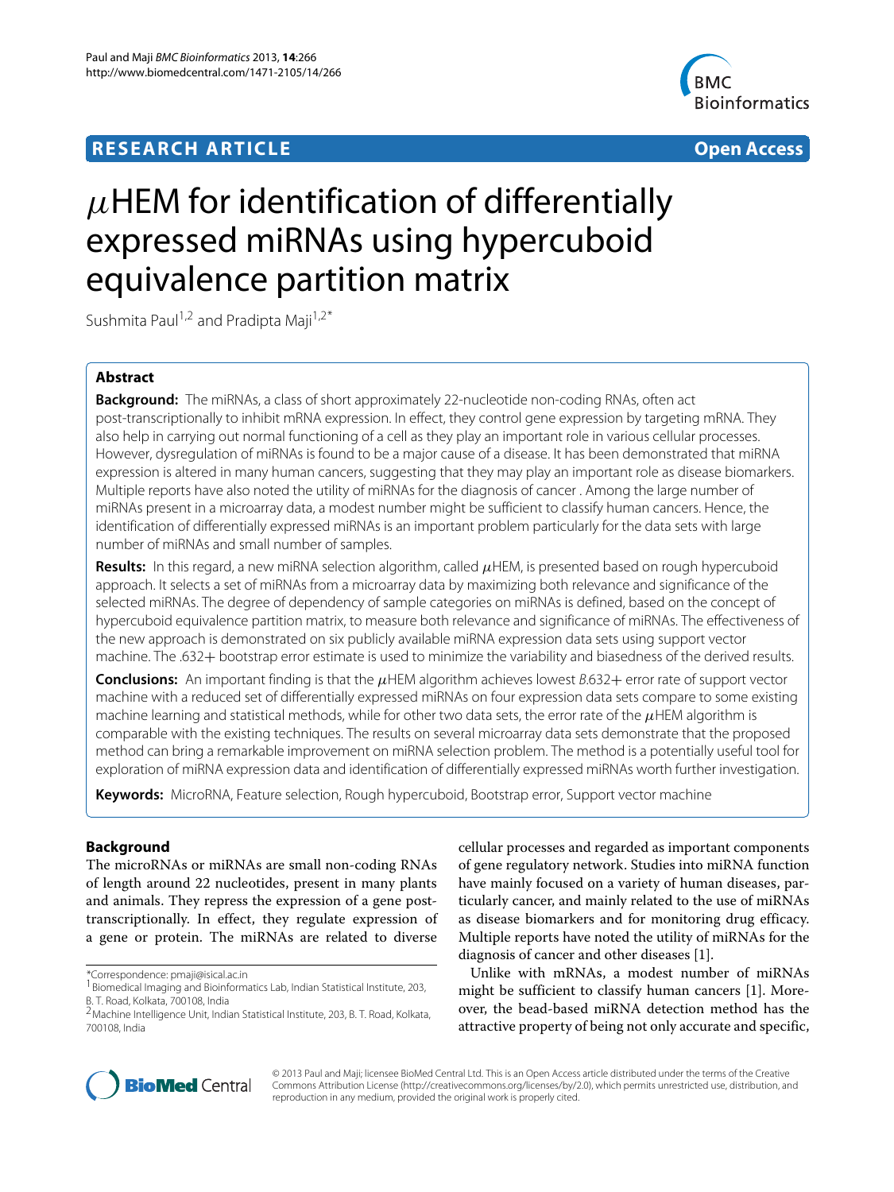**RESEARCH ARTICLE** **Open Access**

# $\mu$HEM for identification of differentially expressed miRNAs using hypercuboid equivalence partition matrix

Sushmita Paul[1,2] and Pradipta Maji[1,2*]

## Abstract

**Background:** The miRNAs, a class of short approximately 22-nucleotide non-coding RNAs, often act post-transcriptionally to inhibit mRNA expression. In effect, they control gene expression by targeting mRNA. They also help in carrying out normal functioning of a cell as they play an important role in various cellular processes. However, dysregulation of miRNAs is found to be a major cause of a disease. It has been demonstrated that miRNA expression is altered in many human cancers, suggesting that they may play an important role as disease biomarkers. Multiple reports have also noted the utility of miRNAs for the diagnosis of cancer . Among the large number of miRNAs present in a microarray data, a modest number might be sufficient to classify human cancers. Hence, the identification of differentially expressed miRNAs is an important problem particularly for the data sets with large number of miRNAs and small number of samples.

**Results:** In this regard, a new miRNA selection algorithm, called $\mu$HEM, is presented based on rough hypercuboid approach. It selects a set of miRNAs from a microarray data by maximizing both relevance and significance of the selected miRNAs. The degree of dependency of sample categories on miRNAs is defined, based on the concept of hypercuboid equivalence partition matrix, to measure both relevance and significance of miRNAs. The effectiveness of the new approach is demonstrated on six publicly available miRNA expression data sets using support vector machine. The .632+ bootstrap error estimate is used to minimize the variability and biasedness of the derived results.

**Conclusions:** An important finding is that the $\mu$HEM algorithm achieves lowest *B*.632+ error rate of support vector machine with a reduced set of differentially expressed miRNAs on four expression data sets compare to some existing machine learning and statistical methods, while for other two data sets, the error rate of the $\mu$HEM algorithm is comparable with the existing techniques. The results on several microarray data sets demonstrate that the proposed method can bring a remarkable improvement on miRNA selection problem. The method is a potentially useful tool for exploration of miRNA expression data and identification of differentially expressed miRNAs worth further investigation.

**Keywords:** MicroRNA, Feature selection, Rough hypercuboid, Bootstrap error, Support vector machine

## Background

The microRNAs or miRNAs are small non-coding RNAs of length around 22 nucleotides, present in many plants and animals. They repress the expression of a gene post-transcriptionally. In effect, they regulate expression of a gene or protein. The miRNAs are related to diverse cellular processes and regarded as important components of gene regulatory network. Studies into miRNA function have mainly focused on a variety of human diseases, particularly cancer, and mainly related to the use of miRNAs as disease biomarkers and for monitoring drug efficacy. Multiple reports have noted the utility of miRNAs for the diagnosis of cancer and other diseases [1].

Unlike with mRNAs, a modest number of miRNAs might be sufficient to classify human cancers [1]. Moreover, the bead-based miRNA detection method has the attractive property of being not only accurate and specific,

*Correspondence: pmaji@isical.ac.in
[1]Biomedical Imaging and Bioinformatics Lab, Indian Statistical Institute, 203, B. T. Road, Kolkata, 700108, India
[2]Machine Intelligence Unit, Indian Statistical Institute, 203, B. T. Road, Kolkata, 700108, India

© 2013 Paul and Maji; licensee BioMed Central Ltd. This is an Open Access article distributed under the terms of the Creative Commons Attribution License (http://creativecommons.org/licenses/by/2.0), which permits unrestricted use, distribution, and reproduction in any medium, provided the original work is properly cited.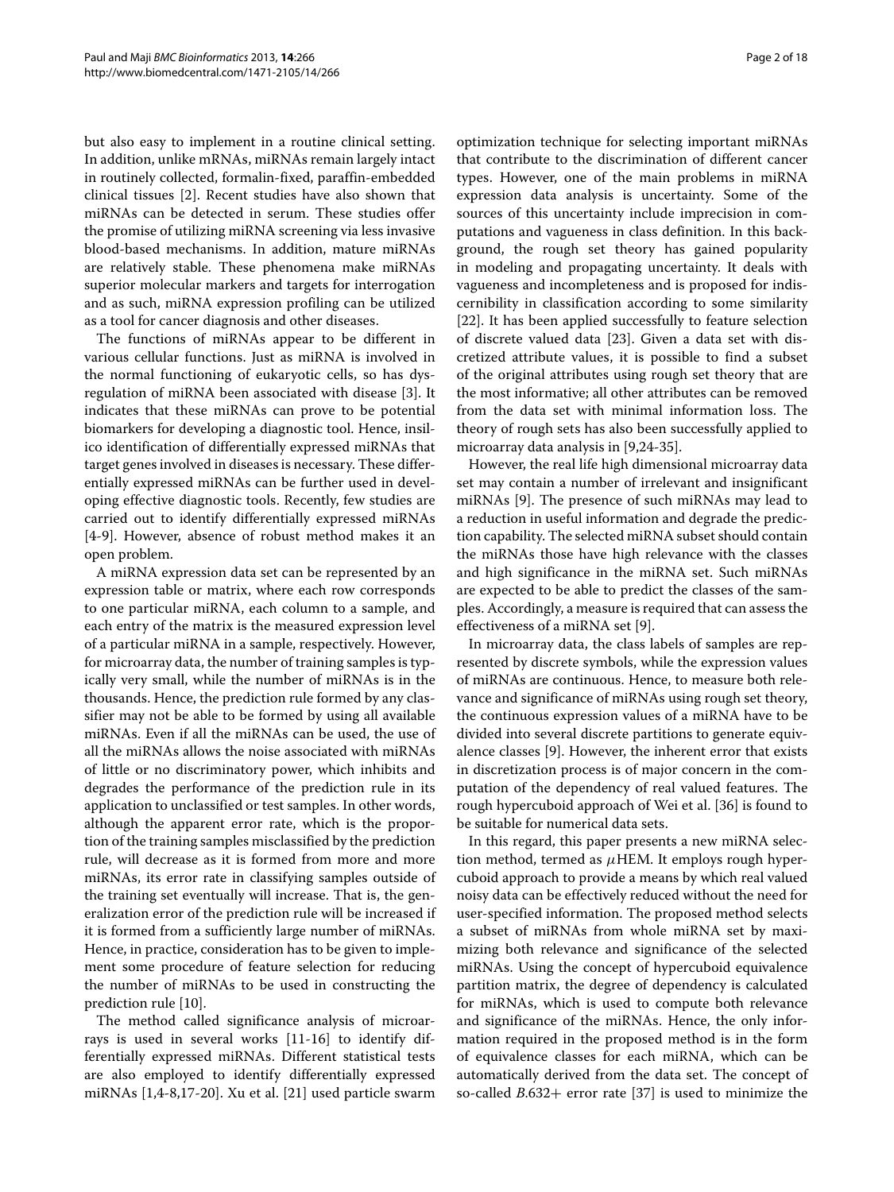but also easy to implement in a routine clinical setting. In addition, unlike mRNAs, miRNAs remain largely intact in routinely collected, formalin-fixed, paraffin-embedded clinical tissues [2]. Recent studies have also shown that miRNAs can be detected in serum. These studies offer the promise of utilizing miRNA screening via less invasive blood-based mechanisms. In addition, mature miRNAs are relatively stable. These phenomena make miRNAs superior molecular markers and targets for interrogation and as such, miRNA expression profiling can be utilized as a tool for cancer diagnosis and other diseases.

The functions of miRNAs appear to be different in various cellular functions. Just as miRNA is involved in the normal functioning of eukaryotic cells, so has dysregulation of miRNA been associated with disease [3]. It indicates that these miRNAs can prove to be potential biomarkers for developing a diagnostic tool. Hence, insilico identification of differentially expressed miRNAs that target genes involved in diseases is necessary. These differentially expressed miRNAs can be further used in developing effective diagnostic tools. Recently, few studies are carried out to identify differentially expressed miRNAs [4-9]. However, absence of robust method makes it an open problem.

A miRNA expression data set can be represented by an expression table or matrix, where each row corresponds to one particular miRNA, each column to a sample, and each entry of the matrix is the measured expression level of a particular miRNA in a sample, respectively. However, for microarray data, the number of training samples is typically very small, while the number of miRNAs is in the thousands. Hence, the prediction rule formed by any classifier may not be able to be formed by using all available miRNAs. Even if all the miRNAs can be used, the use of all the miRNAs allows the noise associated with miRNAs of little or no discriminatory power, which inhibits and degrades the performance of the prediction rule in its application to unclassified or test samples. In other words, although the apparent error rate, which is the proportion of the training samples misclassified by the prediction rule, will decrease as it is formed from more and more miRNAs, its error rate in classifying samples outside of the training set eventually will increase. That is, the generalization error of the prediction rule will be increased if it is formed from a sufficiently large number of miRNAs. Hence, in practice, consideration has to be given to implement some procedure of feature selection for reducing the number of miRNAs to be used in constructing the prediction rule [10].

The method called significance analysis of microarrays is used in several works [11-16] to identify differentially expressed miRNAs. Different statistical tests are also employed to identify differentially expressed miRNAs [1,4-8,17-20]. Xu et al. [21] used particle swarm optimization technique for selecting important miRNAs that contribute to the discrimination of different cancer types. However, one of the main problems in miRNA expression data analysis is uncertainty. Some of the sources of this uncertainty include imprecision in computations and vagueness in class definition. In this background, the rough set theory has gained popularity in modeling and propagating uncertainty. It deals with vagueness and incompleteness and is proposed for indiscernibility in classification according to some similarity [22]. It has been applied successfully to feature selection of discrete valued data [23]. Given a data set with discretized attribute values, it is possible to find a subset of the original attributes using rough set theory that are the most informative; all other attributes can be removed from the data set with minimal information loss. The theory of rough sets has also been successfully applied to microarray data analysis in [9,24-35].

However, the real life high dimensional microarray data set may contain a number of irrelevant and insignificant miRNAs [9]. The presence of such miRNAs may lead to a reduction in useful information and degrade the prediction capability. The selected miRNA subset should contain the miRNAs those have high relevance with the classes and high significance in the miRNA set. Such miRNAs are expected to be able to predict the classes of the samples. Accordingly, a measure is required that can assess the effectiveness of a miRNA set [9].

In microarray data, the class labels of samples are represented by discrete symbols, while the expression values of miRNAs are continuous. Hence, to measure both relevance and significance of miRNAs using rough set theory, the continuous expression values of a miRNA have to be divided into several discrete partitions to generate equivalence classes [9]. However, the inherent error that exists in discretization process is of major concern in the computation of the dependency of real valued features. The rough hypercuboid approach of Wei et al. [36] is found to be suitable for numerical data sets.

In this regard, this paper presents a new miRNA selection method, termed as $\mu$HEM. It employs rough hypercuboid approach to provide a means by which real valued noisy data can be effectively reduced without the need for user-specified information. The proposed method selects a subset of miRNAs from whole miRNA set by maximizing both relevance and significance of the selected miRNAs. Using the concept of hypercuboid equivalence partition matrix, the degree of dependency is calculated for miRNAs, which is used to compute both relevance and significance of the miRNAs. Hence, the only information required in the proposed method is in the form of equivalence classes for each miRNA, which can be automatically derived from the data set. The concept of so-called $B.632+$ error rate [37] is used to minimize the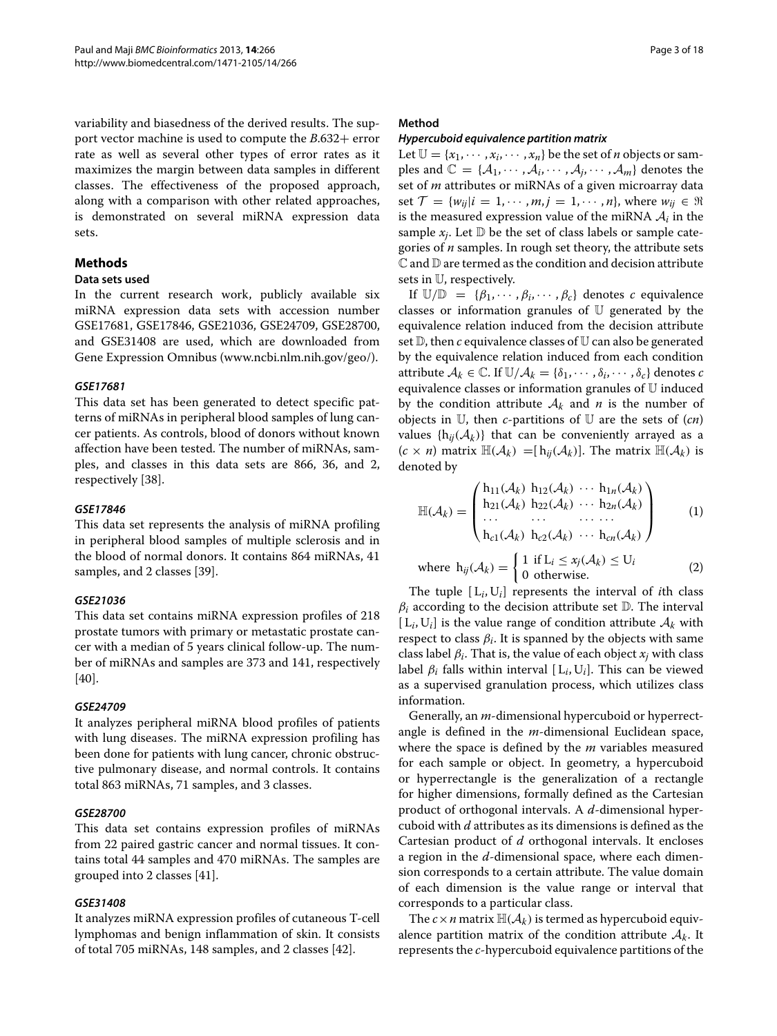variability and biasedness of the derived results. The support vector machine is used to compute the $B.632+$ error rate as well as several other types of error rates as it maximizes the margin between data samples in different classes. The effectiveness of the proposed approach, along with a comparison with other related approaches, is demonstrated on several miRNA expression data sets.

## Methods

### Data sets used

In the current research work, publicly available six miRNA expression data sets with accession number GSE17681, GSE17846, GSE21036, GSE24709, GSE28700, and GSE31408 are used, which are downloaded from Gene Expression Omnibus (www.ncbi.nlm.nih.gov/geo/).

#### *GSE17681*

This data set has been generated to detect specific patterns of miRNAs in peripheral blood samples of lung cancer patients. As controls, blood of donors without known affection have been tested. The number of miRNAs, samples, and classes in this data sets are 866, 36, and 2, respectively [38].

#### *GSE17846*

This data set represents the analysis of miRNA profiling in peripheral blood samples of multiple sclerosis and in the blood of normal donors. It contains 864 miRNAs, 41 samples, and 2 classes [39].

#### *GSE21036*

This data set contains miRNA expression profiles of 218 prostate tumors with primary or metastatic prostate cancer with a median of 5 years clinical follow-up. The number of miRNAs and samples are 373 and 141, respectively [40].

#### *GSE24709*

It analyzes peripheral miRNA blood profiles of patients with lung diseases. The miRNA expression profiling has been done for patients with lung cancer, chronic obstructive pulmonary disease, and normal controls. It contains total 863 miRNAs, 71 samples, and 3 classes.

#### *GSE28700*

This data set contains expression profiles of miRNAs from 22 paired gastric cancer and normal tissues. It contains total 44 samples and 470 miRNAs. The samples are grouped into 2 classes [41].

#### *GSE31408*

It analyzes miRNA expression profiles of cutaneous T-cell lymphomas and benign inflammation of skin. It consists of total 705 miRNAs, 148 samples, and 2 classes [42].

### Method

#### *Hypercuboid equivalence partition matrix*

Let $\mathbb{U} = \{x_1, \cdots, x_i, \cdots, x_n\}$ be the set of $n$ objects or samples and $\mathbb{C} = \{\mathcal{A}_1, \cdots, \mathcal{A}_i, \cdots, \mathcal{A}_j, \cdots, \mathcal{A}_m\}$ denotes the set of $m$ attributes or miRNAs of a given microarray data set $\mathcal{T} = \{w_{ij} | i = 1, \cdots, m, j = 1, \cdots, n\}$, where $w_{ij} \in \Re$ is the measured expression value of the miRNA $\mathcal{A}_i$ in the sample $x_j$. Let $\mathbb{D}$ be the set of class labels or sample categories of $n$ samples. In rough set theory, the attribute sets $\mathbb{C}$ and $\mathbb{D}$ are termed as the condition and decision attribute sets in $\mathbb{U}$, respectively.

If $\mathbb{U}/\mathbb{D} = \{\beta_1, \cdots, \beta_i, \cdots, \beta_c\}$ denotes $c$ equivalence classes or information granules of $\mathbb{U}$ generated by the equivalence relation induced from the decision attribute set $\mathbb{D}$, then $c$ equivalence classes of $\mathbb{U}$ can also be generated by the equivalence relation induced from each condition attribute $\mathcal{A}_k \in \mathbb{C}$. If $\mathbb{U}/\mathcal{A}_k = \{\delta_1, \cdots, \delta_i, \cdots, \delta_c\}$ denotes $c$ equivalence classes or information granules of $\mathbb{U}$ induced by the condition attribute $\mathcal{A}_k$ and $n$ is the number of objects in $\mathbb{U}$, then $c$-partitions of $\mathbb{U}$ are the sets of $(cn)$ values $\{\mathrm{h}_{ij}(\mathcal{A}_k)\}$ that can be conveniently arrayed as a $(c \times n)$ matrix $\mathbb{H}(\mathcal{A}_k) = [\mathrm{h}_{ij}(\mathcal{A}_k)]$. The matrix $\mathbb{H}(\mathcal{A}_k)$ is denoted by

$$\mathbb{H}(\mathcal{A}_k) = \begin{pmatrix} \mathrm{h}_{11}(\mathcal{A}_k) & \mathrm{h}_{12}(\mathcal{A}_k) & \cdots & \mathrm{h}_{1n}(\mathcal{A}_k) \\ \mathrm{h}_{21}(\mathcal{A}_k) & \mathrm{h}_{22}(\mathcal{A}_k) & \cdots & \mathrm{h}_{2n}(\mathcal{A}_k) \\ \cdots & \cdots & \cdots & \cdots \\ \mathrm{h}_{c1}(\mathcal{A}_k) & \mathrm{h}_{c2}(\mathcal{A}_k) & \cdots & \mathrm{h}_{cn}(\mathcal{A}_k) \end{pmatrix} \quad (1)$$

$$\text{where } \mathrm{h}_{ij}(\mathcal{A}_k) = \begin{cases} 1 & \text{if } \mathrm{L}_i \leq x_j(\mathcal{A}_k) \leq \mathrm{U}_i \\ 0 & \text{otherwise.} \end{cases} \quad (2)$$

The tuple $[\mathrm{L}_i, \mathrm{U}_i]$ represents the interval of $i$th class $\beta_i$ according to the decision attribute set $\mathbb{D}$. The interval $[\mathrm{L}_i, \mathrm{U}_i]$ is the value range of condition attribute $\mathcal{A}_k$ with respect to class $\beta_i$. It is spanned by the objects with same class label $\beta_i$. That is, the value of each object $x_j$ with class label $\beta_i$ falls within interval $[\mathrm{L}_i, \mathrm{U}_i]$. This can be viewed as a supervised granulation process, which utilizes class information.

Generally, an $m$-dimensional hypercuboid or hyperrectangle is defined in the $m$-dimensional Euclidean space, where the space is defined by the $m$ variables measured for each sample or object. In geometry, a hypercuboid or hyperrectangle is the generalization of a rectangle for higher dimensions, formally defined as the Cartesian product of orthogonal intervals. A $d$-dimensional hypercuboid with $d$ attributes as its dimensions is defined as the Cartesian product of $d$ orthogonal intervals. It encloses a region in the $d$-dimensional space, where each dimension corresponds to a certain attribute. The value domain of each dimension is the value range or interval that corresponds to a particular class.

The $c \times n$ matrix $\mathbb{H}(\mathcal{A}_k)$ is termed as hypercuboid equivalence partition matrix of the condition attribute $\mathcal{A}_k$. It represents the $c$-hypercuboid equivalence partitions of the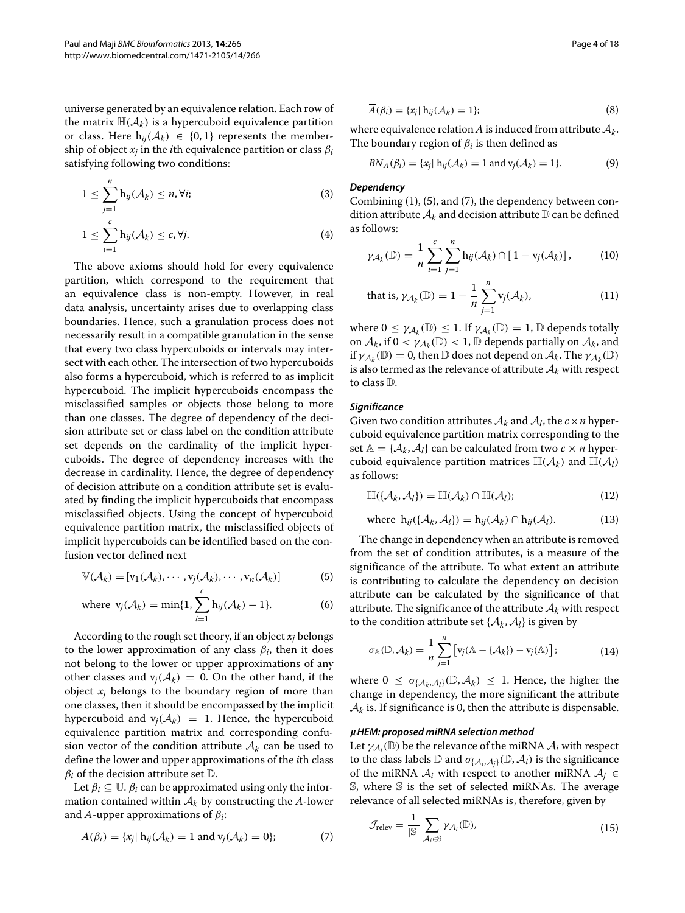universe generated by an equivalence relation. Each row of the matrix $\mathbb{H}(\mathcal{A}_k)$ is a hypercuboid equivalence partition or class. Here $\mathrm{h}_{ij}(\mathcal{A}_k) \in \{0, 1\}$ represents the membership of object $x_j$ in the $i$th equivalence partition or class $\beta_i$ satisfying following two conditions:

$$1 \leq \sum_{j=1}^{n} \mathrm{h}_{ij}(\mathcal{A}_k) \leq n, \forall i; \tag{3}$$

$$1 \leq \sum_{i=1}^{c} \mathrm{h}_{ij}(\mathcal{A}_k) \leq c, \forall j. \tag{4}$$

The above axioms should hold for every equivalence partition, which correspond to the requirement that an equivalence class is non-empty. However, in real data analysis, uncertainty arises due to overlapping class boundaries. Hence, such a granulation process does not necessarily result in a compatible granulation in the sense that every two class hypercuboids or intervals may intersect with each other. The intersection of two hypercuboids also forms a hypercuboid, which is referred to as implicit hypercuboid. The implicit hypercuboids encompass the misclassified samples or objects those belong to more than one classes. The degree of dependency of the decision attribute set or class label on the condition attribute set depends on the cardinality of the implicit hypercuboids. The degree of dependency increases with the decrease in cardinality. Hence, the degree of dependency of decision attribute on a condition attribute set is evaluated by finding the implicit hypercuboids that encompass misclassified objects. Using the concept of hypercuboid equivalence partition matrix, the misclassified objects of implicit hypercuboids can be identified based on the confusion vector defined next

$$\mathbb{V}(\mathcal{A}_k) = [\mathrm{v}_1(\mathcal{A}_k), \cdots, \mathrm{v}_j(\mathcal{A}_k), \cdots, \mathrm{v}_n(\mathcal{A}_k)] \tag{5}$$

$$\text{where } \mathrm{v}_j(\mathcal{A}_k) = \min\{1, \sum_{i=1}^{c} \mathrm{h}_{ij}(\mathcal{A}_k) - 1\}. \tag{6}$$

According to the rough set theory, if an object $x_j$ belongs to the lower approximation of any class $\beta_i$, then it does not belong to the lower or upper approximations of any other classes and $\mathrm{v}_j(\mathcal{A}_k) = 0$. On the other hand, if the object $x_j$ belongs to the boundary region of more than one classes, then it should be encompassed by the implicit hypercuboid and $\mathrm{v}_j(\mathcal{A}_k) = 1$. Hence, the hypercuboid equivalence partition matrix and corresponding confusion vector of the condition attribute $\mathcal{A}_k$ can be used to define the lower and upper approximations of the $i$th class $\beta_i$ of the decision attribute set $\mathbb{D}$.

Let $\beta_i \subseteq \mathbb{U}$. $\beta_i$ can be approximated using only the information contained within $\mathcal{A}_k$ by constructing the $A$-lower and $A$-upper approximations of $\beta_i$:

$$\underline{A}(\beta_i) = \{x_j | \mathrm{h}_{ij}(\mathcal{A}_k) = 1 \text{ and } \mathrm{v}_j(\mathcal{A}_k) = 0\}; \tag{7}$$

$$\overline{A}(\beta_i) = \{x_j | \mathrm{h}_{ij}(\mathcal{A}_k) = 1\}; \tag{8}$$

where equivalence relation $A$ is induced from attribute $\mathcal{A}_k$. The boundary region of $\beta_i$ is then defined as

$$BN_A(\beta_i) = \{x_j | \mathrm{h}_{ij}(\mathcal{A}_k) = 1 \text{ and } \mathrm{v}_j(\mathcal{A}_k) = 1\}. \tag{9}$$

#### *Dependency*

Combining (1), (5), and (7), the dependency between condition attribute $\mathcal{A}_k$ and decision attribute $\mathbb{D}$ can be defined as follows:

$$\gamma_{\mathcal{A}_k}(\mathbb{D}) = \frac{1}{n} \sum_{i=1}^{c} \sum_{j=1}^{n} \mathrm{h}_{ij}(\mathcal{A}_k) \cap [\, 1 - \mathrm{v}_j(\mathcal{A}_k)] \,, \tag{10}$$

$$\text{that is, } \gamma_{\mathcal{A}_k}(\mathbb{D}) = 1 - \frac{1}{n} \sum_{j=1}^{n} \mathrm{v}_j(\mathcal{A}_k), \tag{11}$$

where $0 \leq \gamma_{\mathcal{A}_k}(\mathbb{D}) \leq 1$. If $\gamma_{\mathcal{A}_k}(\mathbb{D}) = 1$, $\mathbb{D}$ depends totally on $\mathcal{A}_k$, if $0 < \gamma_{\mathcal{A}_k}(\mathbb{D}) < 1$, $\mathbb{D}$ depends partially on $\mathcal{A}_k$, and if $\gamma_{\mathcal{A}_k}(\mathbb{D}) = 0$, then $\mathbb{D}$ does not depend on $\mathcal{A}_k$. The $\gamma_{\mathcal{A}_k}(\mathbb{D})$ is also termed as the relevance of attribute $\mathcal{A}_k$ with respect to class $\mathbb{D}$.

#### *Significance*

Given two condition attributes $\mathcal{A}_k$ and $\mathcal{A}_l$, the $c \times n$ hypercuboid equivalence partition matrix corresponding to the set $\mathbb{A} = \{\mathcal{A}_k, \mathcal{A}_l\}$ can be calculated from two $c \times n$ hypercuboid equivalence partition matrices $\mathbb{H}(\mathcal{A}_k)$ and $\mathbb{H}(\mathcal{A}_l)$ as follows:

$$\mathbb{H}(\{\mathcal{A}_k, \mathcal{A}_l\}) = \mathbb{H}(\mathcal{A}_k) \cap \mathbb{H}(\mathcal{A}_l); \tag{12}$$

$$\text{where } \mathrm{h}_{ij}(\{\mathcal{A}_k, \mathcal{A}_l\}) = \mathrm{h}_{ij}(\mathcal{A}_k) \cap \mathrm{h}_{ij}(\mathcal{A}_l). \tag{13}$$

The change in dependency when an attribute is removed from the set of condition attributes, is a measure of the significance of the attribute. To what extent an attribute is contributing to calculate the dependency on decision attribute can be calculated by the significance of that attribute. The significance of the attribute $\mathcal{A}_k$ with respect to the condition attribute set $\{\mathcal{A}_k, \mathcal{A}_l\}$ is given by

$$\sigma_{\mathbb{A}}(\mathbb{D}, \mathcal{A}_k) = \frac{1}{n} \sum_{j=1}^{n} \left[\mathrm{v}_j(\mathbb{A} - \{\mathcal{A}_k\}) - \mathrm{v}_j(\mathbb{A})\right]; \tag{14}$$

where $0 \leq \sigma_{\{\mathcal{A}_k, \mathcal{A}_l\}}(\mathbb{D}, \mathcal{A}_k) \leq 1$. Hence, the higher the change in dependency, the more significant the attribute $\mathcal{A}_k$ is. If significance is 0, then the attribute is dispensable.

#### *μHEM: proposed miRNA selection method*

Let $\gamma_{\mathcal{A}_i}(\mathbb{D})$ be the relevance of the miRNA $\mathcal{A}_i$ with respect to the class labels $\mathbb{D}$ and $\sigma_{\{\mathcal{A}_i, \mathcal{A}_j\}}(\mathbb{D}, \mathcal{A}_i)$ is the significance of the miRNA $\mathcal{A}_i$ with respect to another miRNA $\mathcal{A}_j \in \mathbb{S}$, where $\mathbb{S}$ is the set of selected miRNAs. The average relevance of all selected miRNAs is, therefore, given by

$$\mathcal{J}_{\text{relev}} = \frac{1}{|\mathbb{S}|} \sum_{\mathcal{A}_i \in \mathbb{S}} \gamma_{\mathcal{A}_i}(\mathbb{D}), \tag{15}$$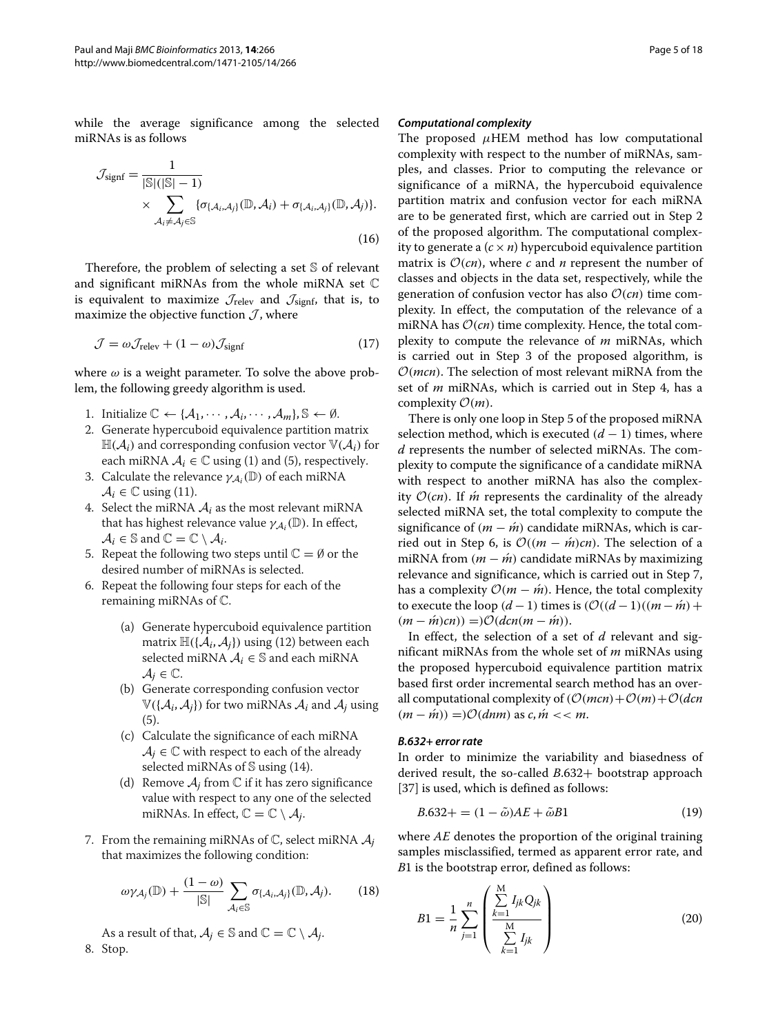while the average significance among the selected miRNAs is as follows

$$\mathcal{J}_{\text{signf}} = \frac{1}{|\mathbb{S}|(|\mathbb{S}|-1)} \times \sum_{\mathcal{A}_i \neq \mathcal{A}_j \in \mathbb{S}} \{\sigma_{\{\mathcal{A}_i,\mathcal{A}_j\}}(\mathbb{D},\mathcal{A}_i) + \sigma_{\{\mathcal{A}_i,\mathcal{A}_j\}}(\mathbb{D},\mathcal{A}_j)\}. \tag{16}$$

Therefore, the problem of selecting a set $\mathbb{S}$ of relevant and significant miRNAs from the whole miRNA set $\mathbb{C}$ is equivalent to maximize $\mathcal{J}_{\text{relev}}$ and $\mathcal{J}_{\text{signf}}$, that is, to maximize the objective function $\mathcal{J}$, where

$$\mathcal{J} = \omega \mathcal{J}_{\text{relev}} + (1-\omega)\mathcal{J}_{\text{signf}} \tag{17}$$

where $\omega$ is a weight parameter. To solve the above problem, the following greedy algorithm is used.

1. Initialize $\mathbb{C} \leftarrow \{\mathcal{A}_1, \cdots, \mathcal{A}_i, \cdots, \mathcal{A}_m\}, \mathbb{S} \leftarrow \emptyset$.
2. Generate hypercuboid equivalence partition matrix $\mathbb{H}(\mathcal{A}_i)$ and corresponding confusion vector $\mathbb{V}(\mathcal{A}_i)$ for each miRNA $\mathcal{A}_i \in \mathbb{C}$ using (1) and (5), respectively.
3. Calculate the relevance $\gamma_{\mathcal{A}_i}(\mathbb{D})$ of each miRNA $\mathcal{A}_i \in \mathbb{C}$ using (11).
4. Select the miRNA $\mathcal{A}_i$ as the most relevant miRNA that has highest relevance value $\gamma_{\mathcal{A}_i}(\mathbb{D})$. In effect, $\mathcal{A}_i \in \mathbb{S}$ and $\mathbb{C} = \mathbb{C} \setminus \mathcal{A}_i$.
5. Repeat the following two steps until $\mathbb{C} = \emptyset$ or the desired number of miRNAs is selected.
6. Repeat the following four steps for each of the remaining miRNAs of $\mathbb{C}$.
   - (a) Generate hypercuboid equivalence partition matrix $\mathbb{H}(\{\mathcal{A}_i, \mathcal{A}_j\})$ using (12) between each selected miRNA $\mathcal{A}_i \in \mathbb{S}$ and each miRNA $\mathcal{A}_j \in \mathbb{C}$.
   - (b) Generate corresponding confusion vector $\mathbb{V}(\{\mathcal{A}_i, \mathcal{A}_j\})$ for two miRNAs $\mathcal{A}_i$ and $\mathcal{A}_j$ using (5).
   - (c) Calculate the significance of each miRNA $\mathcal{A}_j \in \mathbb{C}$ with respect to each of the already selected miRNAs of $\mathbb{S}$ using (14).
   - (d) Remove $\mathcal{A}_j$ from $\mathbb{C}$ if it has zero significance value with respect to any one of the selected miRNAs. In effect, $\mathbb{C} = \mathbb{C} \setminus \mathcal{A}_j$.
7. From the remaining miRNAs of $\mathbb{C}$, select miRNA $\mathcal{A}_j$ that maximizes the following condition:

$$\omega \gamma_{\mathcal{A}_j}(\mathbb{D}) + \frac{(1-\omega)}{|\mathbb{S}|} \sum_{\mathcal{A}_i \in \mathbb{S}} \sigma_{\{\mathcal{A}_i,\mathcal{A}_j\}}(\mathbb{D},\mathcal{A}_j). \tag{18}$$

   As a result of that, $\mathcal{A}_j \in \mathbb{S}$ and $\mathbb{C} = \mathbb{C} \setminus \mathcal{A}_j$.
8. Stop.

#### *Computational complexity*

The proposed $\mu$HEM method has low computational complexity with respect to the number of miRNAs, samples, and classes. Prior to computing the relevance or significance of a miRNA, the hypercuboid equivalence partition matrix and confusion vector for each miRNA are to be generated first, which are carried out in Step 2 of the proposed algorithm. The computational complexity to generate a $(c \times n)$ hypercuboid equivalence partition matrix is $\mathcal{O}(cn)$, where $c$ and $n$ represent the number of classes and objects in the data set, respectively, while the generation of confusion vector has also $\mathcal{O}(cn)$ time complexity. In effect, the computation of the relevance of a miRNA has $\mathcal{O}(cn)$ time complexity. Hence, the total complexity to compute the relevance of $m$ miRNAs, which is carried out in Step 3 of the proposed algorithm, is $\mathcal{O}(mcn)$. The selection of most relevant miRNA from the set of $m$ miRNAs, which is carried out in Step 4, has a complexity $\mathcal{O}(m)$.

There is only one loop in Step 5 of the proposed miRNA selection method, which is executed $(d-1)$ times, where $d$ represents the number of selected miRNAs. The complexity to compute the significance of a candidate miRNA with respect to another miRNA has also the complexity $\mathcal{O}(cn)$. If $\acute{m}$ represents the cardinality of the already selected miRNA set, the total complexity to compute the significance of $(m - \acute{m})$ candidate miRNAs, which is carried out in Step 6, is $\mathcal{O}((m-\acute{m})cn)$. The selection of a miRNA from $(m-\acute{m})$ candidate miRNAs by maximizing relevance and significance, which is carried out in Step 7, has a complexity $\mathcal{O}(m-\acute{m})$. Hence, the total complexity to execute the loop $(d-1)$ times is $(\mathcal{O}((d-1)((m-\acute{m}) + (m-\acute{m})cn)) =)\mathcal{O}(dcn(m-\acute{m}))$.

In effect, the selection of a set of $d$ relevant and significant miRNAs from the whole set of $m$ miRNAs using the proposed hypercuboid equivalence partition matrix based first order incremental search method has an overall computational complexity of $(\mathcal{O}(mcn)+\mathcal{O}(m)+\mathcal{O}(dcn(m-\acute{m})) =)\mathcal{O}(dnm)$ as $c, \acute{m} << m$.

#### *B.632+ error rate*

In order to minimize the variability and biasedness of derived result, the so-called *B*.632+ bootstrap approach [37] is used, which is defined as follows:

$$B.632+ = (1-\tilde{\omega})AE + \tilde{\omega}B1 \tag{19}$$

where $AE$ denotes the proportion of the original training samples misclassified, termed as apparent error rate, and $B1$ is the bootstrap error, defined as follows:

$$B1 = \frac{1}{n}\sum_{j=1}^{n}\left(\frac{\sum_{k=1}^{M} I_{jk}Q_{jk}}{\sum_{k=1}^{M} I_{jk}}\right) \tag{20}$$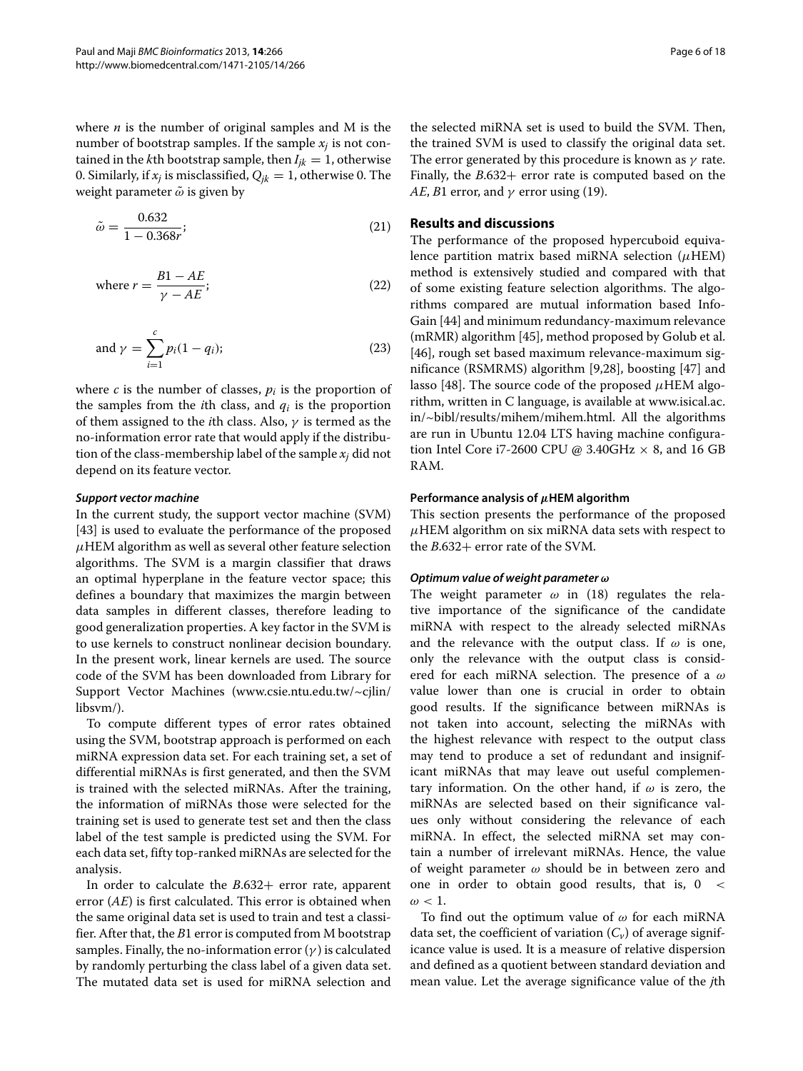where $n$ is the number of original samples and M is the number of bootstrap samples. If the sample $x_j$ is not contained in the $k$th bootstrap sample, then $I_{jk} = 1$, otherwise 0. Similarly, if $x_j$ is misclassified, $Q_{jk} = 1$, otherwise 0. The weight parameter $\tilde{\omega}$ is given by

$$\tilde{\omega} = \frac{0.632}{1 - 0.368r}; \tag{21}$$

$$\text{where } r = \frac{B1 - AE}{\gamma - AE}; \tag{22}$$

$$\text{and } \gamma = \sum_{i=1}^{c} p_i(1 - q_i); \tag{23}$$

where $c$ is the number of classes, $p_i$ is the proportion of the samples from the $i$th class, and $q_i$ is the proportion of them assigned to the $i$th class. Also, $\gamma$ is termed as the no-information error rate that would apply if the distribution of the class-membership label of the sample $x_j$ did not depend on its feature vector.

#### *Support vector machine*

In the current study, the support vector machine (SVM) [43] is used to evaluate the performance of the proposed $\mu$HEM algorithm as well as several other feature selection algorithms. The SVM is a margin classifier that draws an optimal hyperplane in the feature vector space; this defines a boundary that maximizes the margin between data samples in different classes, therefore leading to good generalization properties. A key factor in the SVM is to use kernels to construct nonlinear decision boundary. In the present work, linear kernels are used. The source code of the SVM has been downloaded from Library for Support Vector Machines (www.csie.ntu.edu.tw/~cjlin/libsvm/).

To compute different types of error rates obtained using the SVM, bootstrap approach is performed on each miRNA expression data set. For each training set, a set of differential miRNAs is first generated, and then the SVM is trained with the selected miRNAs. After the training, the information of miRNAs those were selected for the training set is used to generate test set and then the class label of the test sample is predicted using the SVM. For each data set, fifty top-ranked miRNAs are selected for the analysis.

In order to calculate the $B.632+$ error rate, apparent error ($AE$) is first calculated. This error is obtained when the same original data set is used to train and test a classifier. After that, the $B1$ error is computed from M bootstrap samples. Finally, the no-information error ($\gamma$) is calculated by randomly perturbing the class label of a given data set. The mutated data set is used for miRNA selection and the selected miRNA set is used to build the SVM. Then, the trained SVM is used to classify the original data set. The error generated by this procedure is known as $\gamma$ rate. Finally, the $B.632+$ error rate is computed based on the $AE$, $B1$ error, and $\gamma$ error using (19).

## Results and discussions

The performance of the proposed hypercuboid equivalence partition matrix based miRNA selection ($\mu$HEM) method is extensively studied and compared with that of some existing feature selection algorithms. The algorithms compared are mutual information based InfoGain [44] and minimum redundancy-maximum relevance (mRMR) algorithm [45], method proposed by Golub et al. [46], rough set based maximum relevance-maximum significance (RSMRMS) algorithm [9,28], boosting [47] and lasso [48]. The source code of the proposed $\mu$HEM algorithm, written in C language, is available at www.isical.ac.in/~bibl/results/mihem/mihem.html. All the algorithms are run in Ubuntu 12.04 LTS having machine configuration Intel Core i7-2600 CPU @ 3.40GHz × 8, and 16 GB RAM.

### Performance analysis of $\mu$HEM algorithm

This section presents the performance of the proposed $\mu$HEM algorithm on six miRNA data sets with respect to the $B.632+$ error rate of the SVM.

#### *Optimum value of weight parameter $\omega$*

The weight parameter $\omega$ in (18) regulates the relative importance of the significance of the candidate miRNA with respect to the already selected miRNAs and the relevance with the output class. If $\omega$ is one, only the relevance with the output class is considered for each miRNA selection. The presence of a $\omega$ value lower than one is crucial in order to obtain good results. If the significance between miRNAs is not taken into account, selecting the miRNAs with the highest relevance with respect to the output class may tend to produce a set of redundant and insignificant miRNAs that may leave out useful complementary information. On the other hand, if $\omega$ is zero, the miRNAs are selected based on their significance values only without considering the relevance of each miRNA. In effect, the selected miRNA set may contain a number of irrelevant miRNAs. Hence, the value of weight parameter $\omega$ should be in between zero and one in order to obtain good results, that is, $0 < \omega < 1$.

To find out the optimum value of $\omega$ for each miRNA data set, the coefficient of variation ($C_v$) of average significance value is used. It is a measure of relative dispersion and defined as a quotient between standard deviation and mean value. Let the average significance value of the $j$th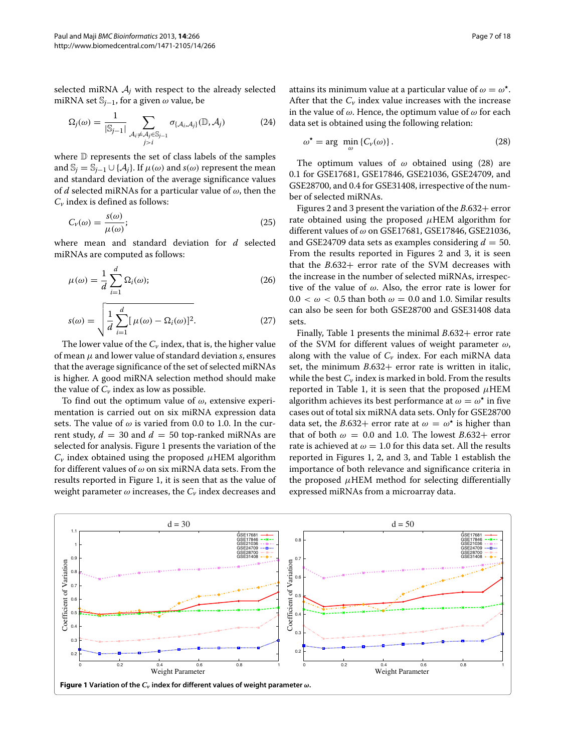selected miRNA $\mathcal{A}_j$ with respect to the already selected miRNA set $\mathbb{S}_{j-1}$, for a given $\omega$ value, be

$$\Omega_j(\omega) = \frac{1}{|\mathbb{S}_{j-1}|} \sum_{\substack{\mathcal{A}_i \neq \mathcal{A}_j \in \mathbb{S}_{j-1} \\ j>i}} \sigma_{\{\mathcal{A}_i, \mathcal{A}_j\}}(\mathbb{D}, \mathcal{A}_j) \tag{24}$$

where $\mathbb{D}$ represents the set of class labels of the samples and $\mathbb{S}_j = \mathbb{S}_{j-1} \cup \{\mathcal{A}_j\}$. If $\mu(\omega)$ and $s(\omega)$ represent the mean and standard deviation of the average significance values of $d$ selected miRNAs for a particular value of $\omega$, then the $C_v$ index is defined as follows:

$$C_v(\omega) = \frac{s(\omega)}{\mu(\omega)}; \tag{25}$$

where mean and standard deviation for $d$ selected miRNAs are computed as follows:

$$\mu(\omega) = \frac{1}{d} \sum_{i=1}^{d} \Omega_i(\omega); \tag{26}$$

$$s(\omega) = \sqrt{\frac{1}{d} \sum_{i=1}^{d} [\mu(\omega) - \Omega_i(\omega)]^2}. \tag{27}$$

The lower value of the $C_v$ index, that is, the higher value of mean $\mu$ and lower value of standard deviation $s$, ensures that the average significance of the set of selected miRNAs is higher. A good miRNA selection method should make the value of $C_v$ index as low as possible.

To find out the optimum value of $\omega$, extensive experimentation is carried out on six miRNA expression data sets. The value of $\omega$ is varied from 0.0 to 1.0. In the current study, $d = 30$ and $d = 50$ top-ranked miRNAs are selected for analysis. Figure 1 presents the variation of the $C_v$ index obtained using the proposed $\mu$HEM algorithm for different values of $\omega$ on six miRNA data sets. From the results reported in Figure 1, it is seen that as the value of weight parameter $\omega$ increases, the $C_v$ index decreases and attains its minimum value at a particular value of $\omega = \omega^\star$. After that the $C_v$ index value increases with the increase in the value of $\omega$. Hence, the optimum value of $\omega$ for each data set is obtained using the following relation:

$$\omega^\star = \arg \min_{\omega} \{C_v(\omega)\}. \tag{28}$$

The optimum values of $\omega$ obtained using (28) are 0.1 for GSE17681, GSE17846, GSE21036, GSE24709, and GSE28700, and 0.4 for GSE31408, irrespective of the number of selected miRNAs.

Figures 2 and 3 present the variation of the $B$.632+ error rate obtained using the proposed $\mu$HEM algorithm for different values of $\omega$ on GSE17681, GSE17846, GSE21036, and GSE24709 data sets as examples considering $d = 50$. From the results reported in Figures 2 and 3, it is seen that the $B$.632+ error rate of the SVM decreases with the increase in the number of selected miRNAs, irrespective of the value of $\omega$. Also, the error rate is lower for $0.0 < \omega < 0.5$ than both $\omega = 0.0$ and 1.0. Similar results can also be seen for both GSE28700 and GSE31408 data sets.

Finally, Table 1 presents the minimal $B$.632+ error rate of the SVM for different values of weight parameter $\omega$, along with the value of $C_v$ index. For each miRNA data set, the minimum $B$.632+ error rate is written in italic, while the best $C_v$ index is marked in bold. From the results reported in Table 1, it is seen that the proposed $\mu$HEM algorithm achieves its best performance at $\omega = \omega^\star$ in five cases out of total six miRNA data sets. Only for GSE28700 data set, the $B$.632+ error rate at $\omega = \omega^\star$ is higher than that of both $\omega = 0.0$ and 1.0. The lowest $B$.632+ error rate is achieved at $\omega = 1.0$ for this data set. All the results reported in Figures 1, 2, and 3, and Table 1 establish the importance of both relevance and significance criteria in the proposed $\mu$HEM method for selecting differentially expressed miRNAs from a microarray data.

**Figure 1 Variation of the $C_v$ index for different values of weight parameter $\omega$.**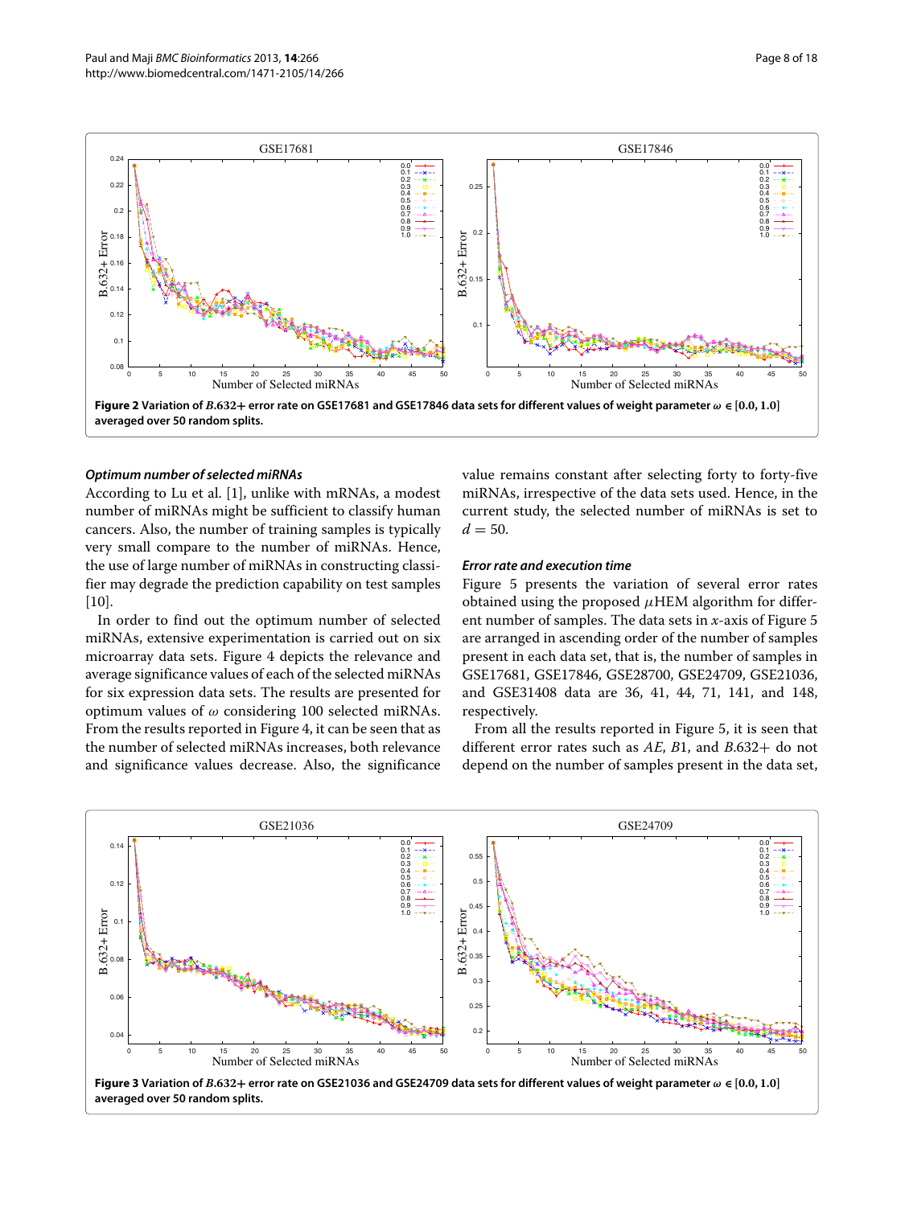**Figure 2 Variation of $B.632+$ error rate on GSE17681 and GSE17846 data sets for different values of weight parameter $\omega \in [0.0, 1.0]$ averaged over 50 random splits.**

#### *Optimum number of selected miRNAs*

According to Lu et al. [1], unlike with mRNAs, a modest number of miRNAs might be sufficient to classify human cancers. Also, the number of training samples is typically very small compare to the number of miRNAs. Hence, the use of large number of miRNAs in constructing classifier may degrade the prediction capability on test samples [10].

In order to find out the optimum number of selected miRNAs, extensive experimentation is carried out on six microarray data sets. Figure 4 depicts the relevance and average significance values of each of the selected miRNAs for six expression data sets. The results are presented for optimum values of $\omega$ considering 100 selected miRNAs. From the results reported in Figure 4, it can be seen that as the number of selected miRNAs increases, both relevance and significance values decrease. Also, the significance value remains constant after selecting forty to forty-five miRNAs, irrespective of the data sets used. Hence, in the current study, the selected number of miRNAs is set to $d = 50$.

#### *Error rate and execution time*

Figure 5 presents the variation of several error rates obtained using the proposed $\mu$HEM algorithm for different number of samples. The data sets in $x$-axis of Figure 5 are arranged in ascending order of the number of samples present in each data set, that is, the number of samples in GSE17681, GSE17846, GSE28700, GSE24709, GSE21036, and GSE31408 data are 36, 41, 44, 71, 141, and 148, respectively.

From all the results reported in Figure 5, it is seen that different error rates such as $AE$, $B1$, and $B.632+$ do not depend on the number of samples present in the data set,

**Figure 3 Variation of $B.632+$ error rate on GSE21036 and GSE24709 data sets for different values of weight parameter $\omega \in [0.0, 1.0]$ averaged over 50 random splits.**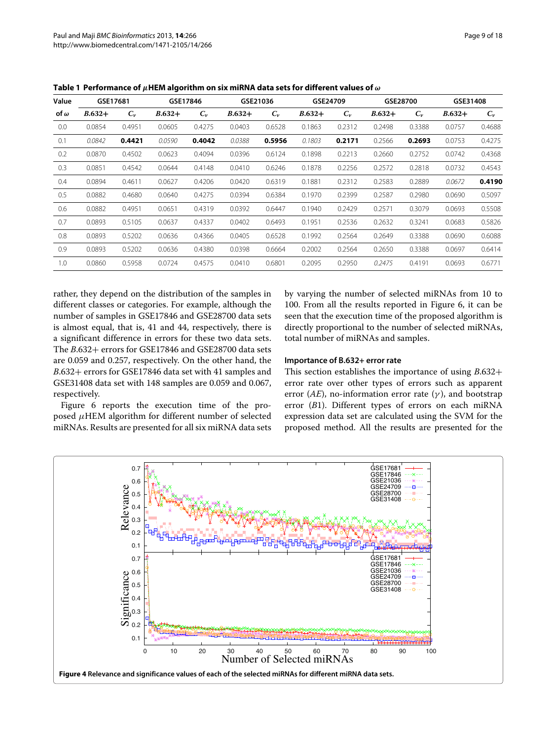**Table 1 Performance of $\mu$HEM algorithm on six miRNA data sets for different values of $\omega$**

| Value | GSE17681 | | GSE17846 | | GSE21036 | | GSE24709 | | GSE28700 | | GSE31408 | |
|---|---|---|---|---|---|---|---|---|---|---|---|---|
| of $\omega$ | $B.632+$ | $C_v$ | $B.632+$ | $C_v$ | $B.632+$ | $C_v$ | $B.632+$ | $C_v$ | $B.632+$ | $C_v$ | $B.632+$ | $C_v$ |
| 0.0 | 0.0854 | 0.4951 | 0.0605 | 0.4275 | 0.0403 | 0.6528 | 0.1863 | 0.2312 | 0.2498 | 0.3388 | 0.0757 | 0.4688 |
| 0.1 | *0.0842* | **0.4421** | *0.0590* | **0.4042** | *0.0388* | **0.5956** | *0.1803* | **0.2171** | 0.2566 | **0.2693** | 0.0753 | 0.4275 |
| 0.2 | 0.0870 | 0.4502 | 0.0623 | 0.4094 | 0.0396 | 0.6124 | 0.1898 | 0.2213 | 0.2660 | 0.2752 | 0.0742 | 0.4368 |
| 0.3 | 0.0851 | 0.4542 | 0.0644 | 0.4148 | 0.0410 | 0.6246 | 0.1878 | 0.2256 | 0.2572 | 0.2818 | 0.0732 | 0.4543 |
| 0.4 | 0.0894 | 0.4611 | 0.0627 | 0.4206 | 0.0420 | 0.6319 | 0.1881 | 0.2312 | 0.2583 | 0.2889 | *0.0672* | **0.4190** |
| 0.5 | 0.0882 | 0.4680 | 0.0640 | 0.4275 | 0.0394 | 0.6384 | 0.1970 | 0.2399 | 0.2587 | 0.2980 | 0.0690 | 0.5097 |
| 0.6 | 0.0882 | 0.4951 | 0.0651 | 0.4319 | 0.0392 | 0.6447 | 0.1940 | 0.2429 | 0.2571 | 0.3079 | 0.0693 | 0.5508 |
| 0.7 | 0.0893 | 0.5105 | 0.0637 | 0.4337 | 0.0402 | 0.6493 | 0.1951 | 0.2536 | 0.2632 | 0.3241 | 0.0683 | 0.5826 |
| 0.8 | 0.0893 | 0.5202 | 0.0636 | 0.4366 | 0.0405 | 0.6528 | 0.1992 | 0.2564 | 0.2649 | 0.3388 | 0.0690 | 0.6088 |
| 0.9 | 0.0893 | 0.5202 | 0.0636 | 0.4380 | 0.0398 | 0.6664 | 0.2002 | 0.2564 | 0.2650 | 0.3388 | 0.0697 | 0.6414 |
| 1.0 | 0.0860 | 0.5958 | 0.0724 | 0.4575 | 0.0410 | 0.6801 | 0.2095 | 0.2950 | *0.2475* | 0.4191 | 0.0693 | 0.6771 |

rather, they depend on the distribution of the samples in different classes or categories. For example, although the number of samples in GSE17846 and GSE28700 data sets is almost equal, that is, 41 and 44, respectively, there is a significant difference in errors for these two data sets. The $B.632+$ errors for GSE17846 and GSE28700 data sets are 0.059 and 0.257, respectively. On the other hand, the $B.632+$ errors for GSE17846 data set with 41 samples and GSE31408 data set with 148 samples are 0.059 and 0.067, respectively.

Figure 6 reports the execution time of the proposed $\mu$HEM algorithm for different number of selected miRNAs. Results are presented for all six miRNA data sets by varying the number of selected miRNAs from 10 to 100. From all the results reported in Figure 6, it can be seen that the execution time of the proposed algorithm is directly proportional to the number of selected miRNAs, total number of miRNAs and samples.

### Importance of B.632+ error rate

This section establishes the importance of using $B.632+$ error rate over other types of errors such as apparent error ($AE$), no-information error rate ($\gamma$), and bootstrap error ($B1$). Different types of errors on each miRNA expression data set are calculated using the SVM for the proposed method. All the results are presented for the

**Figure 4** Relevance and significance values of each of the selected miRNAs for different miRNA data sets.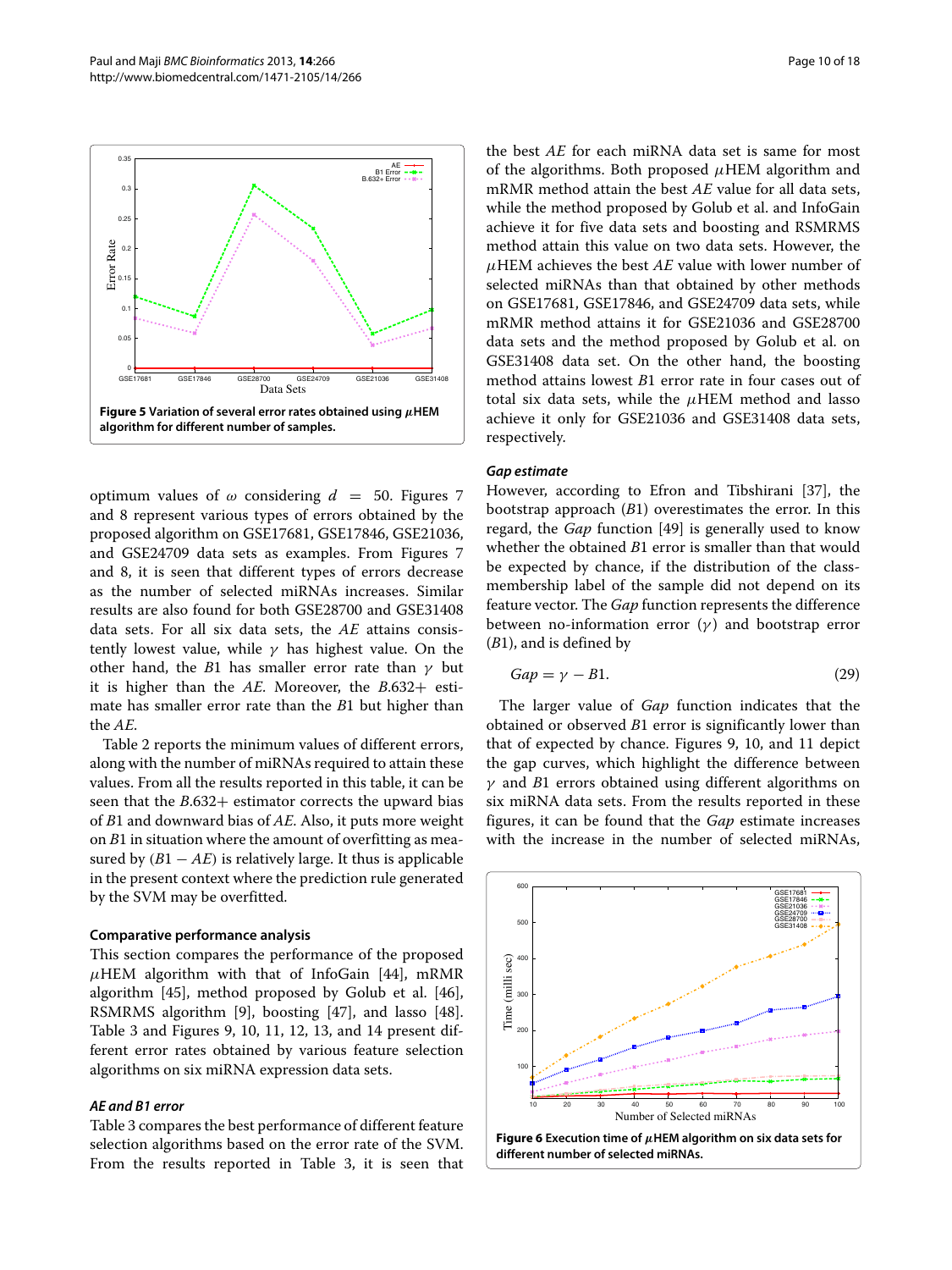**Figure 5 Variation of several error rates obtained using $\mu$HEM algorithm for different number of samples.**

optimum values of $\omega$ considering $d = 50$. Figures 7 and 8 represent various types of errors obtained by the proposed algorithm on GSE17681, GSE17846, GSE21036, and GSE24709 data sets as examples. From Figures 7 and 8, it is seen that different types of errors decrease as the number of selected miRNAs increases. Similar results are also found for both GSE28700 and GSE31408 data sets. For all six data sets, the *AE* attains consistently lowest value, while $\gamma$ has highest value. On the other hand, the *B*1 has smaller error rate than $\gamma$ but it is higher than the *AE*. Moreover, the *B*.632+ estimate has smaller error rate than the *B*1 but higher than the *AE*.

Table 2 reports the minimum values of different errors, along with the number of miRNAs required to attain these values. From all the results reported in this table, it can be seen that the *B*.632+ estimator corrects the upward bias of *B*1 and downward bias of *AE*. Also, it puts more weight on *B*1 in situation where the amount of overfitting as measured by $(B1 - AE)$ is relatively large. It thus is applicable in the present context where the prediction rule generated by the SVM may be overfitted.

### Comparative performance analysis

This section compares the performance of the proposed $\mu$HEM algorithm with that of InfoGain [44], mRMR algorithm [45], method proposed by Golub et al. [46], RSMRMS algorithm [9], boosting [47], and lasso [48]. Table 3 and Figures 9, 10, 11, 12, 13, and 14 present different error rates obtained by various feature selection algorithms on six miRNA expression data sets.

#### *AE and B1 error*

Table 3 compares the best performance of different feature selection algorithms based on the error rate of the SVM. From the results reported in Table 3, it is seen that the best *AE* for each miRNA data set is same for most of the algorithms. Both proposed $\mu$HEM algorithm and mRMR method attain the best *AE* value for all data sets, while the method proposed by Golub et al. and InfoGain achieve it for five data sets and boosting and RSMRMS method attain this value on two data sets. However, the $\mu$HEM achieves the best *AE* value with lower number of selected miRNAs than that obtained by other methods on GSE17681, GSE17846, and GSE24709 data sets, while mRMR method attains it for GSE21036 and GSE28700 data sets and the method proposed by Golub et al. on GSE31408 data set. On the other hand, the boosting method attains lowest *B*1 error rate in four cases out of total six data sets, while the $\mu$HEM method and lasso achieve it only for GSE21036 and GSE31408 data sets, respectively.

#### *Gap estimate*

However, according to Efron and Tibshirani [37], the bootstrap approach (*B*1) overestimates the error. In this regard, the *Gap* function [49] is generally used to know whether the obtained *B*1 error is smaller than that would be expected by chance, if the distribution of the class-membership label of the sample did not depend on its feature vector. The *Gap* function represents the difference between no-information error ($\gamma$) and bootstrap error (*B*1), and is defined by

$$Gap = \gamma - B1. \tag{29}$$

The larger value of *Gap* function indicates that the obtained or observed *B*1 error is significantly lower than that of expected by chance. Figures 9, 10, and 11 depict the gap curves, which highlight the difference between $\gamma$ and *B*1 errors obtained using different algorithms on six miRNA data sets. From the results reported in these figures, it can be found that the *Gap* estimate increases with the increase in the number of selected miRNAs,

**Figure 6 Execution time of $\mu$HEM algorithm on six data sets for different number of selected miRNAs.**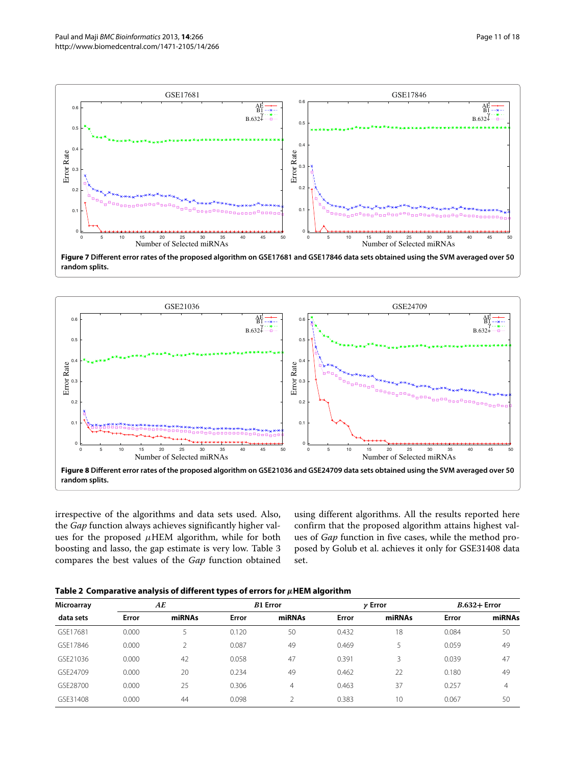**Figure 7 Different error rates of the proposed algorithm on GSE17681 and GSE17846 data sets obtained using the SVM averaged over 50 random splits.**

**Figure 8 Different error rates of the proposed algorithm on GSE21036 and GSE24709 data sets obtained using the SVM averaged over 50 random splits.**

irrespective of the algorithms and data sets used. Also, the *Gap* function always achieves significantly higher values for the proposed $\mu$HEM algorithm, while for both boosting and lasso, the gap estimate is very low. Table 3 compares the best values of the *Gap* function obtained using different algorithms. All the results reported here confirm that the proposed algorithm attains highest values of *Gap* function in five cases, while the method proposed by Golub et al. achieves it only for GSE31408 data set.

**Table 2 Comparative analysis of different types of errors for $\mu$HEM algorithm**

| Microarray | *AE* | | *B*1 Error | | $\gamma$ Error | | *B*.632+ Error | |
|---|---|---|---|---|---|---|---|---|
| data sets | Error | miRNAs | Error | miRNAs | Error | miRNAs | Error | miRNAs |
| GSE17681 | 0.000 | 5 | 0.120 | 50 | 0.432 | 18 | 0.084 | 50 |
| GSE17846 | 0.000 | 2 | 0.087 | 49 | 0.469 | 5 | 0.059 | 49 |
| GSE21036 | 0.000 | 42 | 0.058 | 47 | 0.391 | 3 | 0.039 | 47 |
| GSE24709 | 0.000 | 20 | 0.234 | 49 | 0.462 | 22 | 0.180 | 49 |
| GSE28700 | 0.000 | 25 | 0.306 | 4 | 0.463 | 37 | 0.257 | 4 |
| GSE31408 | 0.000 | 44 | 0.098 | 2 | 0.383 | 10 | 0.067 | 50 |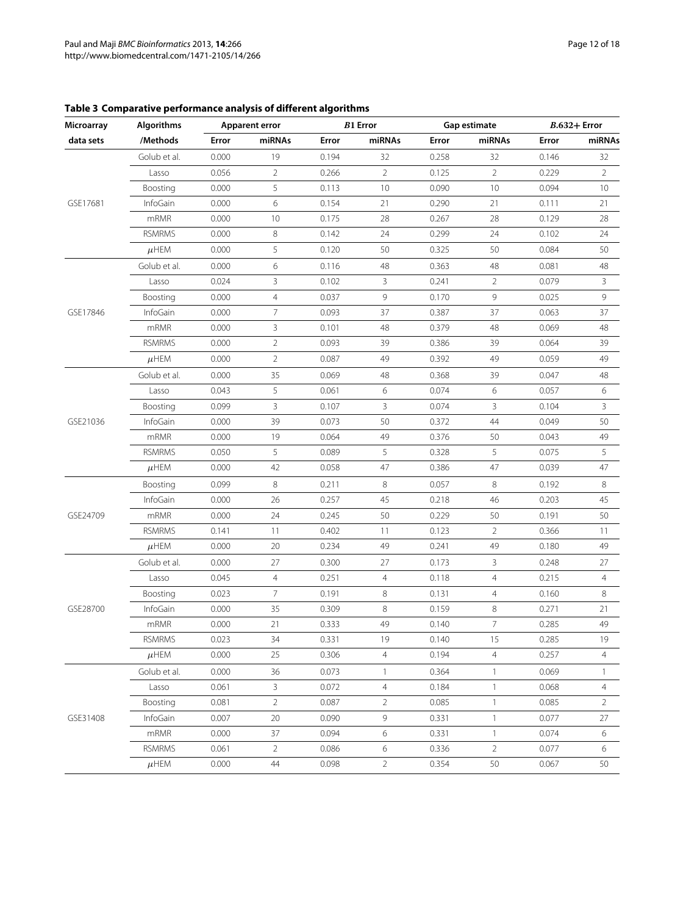**Table 3 Comparative performance analysis of different algorithms**

| Microarray | Algorithms | Apparent error | | $B1$ Error | | Gap estimate | | $B.632+$ Error | |
|---|---|---|---|---|---|---|---|---|---|
| data sets | /Methods | Error | miRNAs | Error | miRNAs | Error | miRNAs | Error | miRNAs |
| GSE17681 | Golub et al. | 0.000 | 19 | 0.194 | 32 | 0.258 | 32 | 0.146 | 32 |
| | Lasso | 0.056 | 2 | 0.266 | 2 | 0.125 | 2 | 0.229 | 2 |
| | Boosting | 0.000 | 5 | 0.113 | 10 | 0.090 | 10 | 0.094 | 10 |
| | InfoGain | 0.000 | 6 | 0.154 | 21 | 0.290 | 21 | 0.111 | 21 |
| | mRMR | 0.000 | 10 | 0.175 | 28 | 0.267 | 28 | 0.129 | 28 |
| | RSMRMS | 0.000 | 8 | 0.142 | 24 | 0.299 | 24 | 0.102 | 24 |
| | $\mu$HEM | 0.000 | 5 | 0.120 | 50 | 0.325 | 50 | 0.084 | 50 |
| GSE17846 | Golub et al. | 0.000 | 6 | 0.116 | 48 | 0.363 | 48 | 0.081 | 48 |
| | Lasso | 0.024 | 3 | 0.102 | 3 | 0.241 | 2 | 0.079 | 3 |
| | Boosting | 0.000 | 4 | 0.037 | 9 | 0.170 | 9 | 0.025 | 9 |
| | InfoGain | 0.000 | 7 | 0.093 | 37 | 0.387 | 37 | 0.063 | 37 |
| | mRMR | 0.000 | 3 | 0.101 | 48 | 0.379 | 48 | 0.069 | 48 |
| | RSMRMS | 0.000 | 2 | 0.093 | 39 | 0.386 | 39 | 0.064 | 39 |
| | $\mu$HEM | 0.000 | 2 | 0.087 | 49 | 0.392 | 49 | 0.059 | 49 |
| GSE21036 | Golub et al. | 0.000 | 35 | 0.069 | 48 | 0.368 | 39 | 0.047 | 48 |
| | Lasso | 0.043 | 5 | 0.061 | 6 | 0.074 | 6 | 0.057 | 6 |
| | Boosting | 0.099 | 3 | 0.107 | 3 | 0.074 | 3 | 0.104 | 3 |
| | InfoGain | 0.000 | 39 | 0.073 | 50 | 0.372 | 44 | 0.049 | 50 |
| | mRMR | 0.000 | 19 | 0.064 | 49 | 0.376 | 50 | 0.043 | 49 |
| | RSMRMS | 0.050 | 5 | 0.089 | 5 | 0.328 | 5 | 0.075 | 5 |
| | $\mu$HEM | 0.000 | 42 | 0.058 | 47 | 0.386 | 47 | 0.039 | 47 |
| GSE24709 | Boosting | 0.099 | 8 | 0.211 | 8 | 0.057 | 8 | 0.192 | 8 |
| | InfoGain | 0.000 | 26 | 0.257 | 45 | 0.218 | 46 | 0.203 | 45 |
| | mRMR | 0.000 | 24 | 0.245 | 50 | 0.229 | 50 | 0.191 | 50 |
| | RSMRMS | 0.141 | 11 | 0.402 | 11 | 0.123 | 2 | 0.366 | 11 |
| | $\mu$HEM | 0.000 | 20 | 0.234 | 49 | 0.241 | 49 | 0.180 | 49 |
| GSE28700 | Golub et al. | 0.000 | 27 | 0.300 | 27 | 0.173 | 3 | 0.248 | 27 |
| | Lasso | 0.045 | 4 | 0.251 | 4 | 0.118 | 4 | 0.215 | 4 |
| | Boosting | 0.023 | 7 | 0.191 | 8 | 0.131 | 4 | 0.160 | 8 |
| | InfoGain | 0.000 | 35 | 0.309 | 8 | 0.159 | 8 | 0.271 | 21 |
| | mRMR | 0.000 | 21 | 0.333 | 49 | 0.140 | 7 | 0.285 | 49 |
| | RSMRMS | 0.023 | 34 | 0.331 | 19 | 0.140 | 15 | 0.285 | 19 |
| | $\mu$HEM | 0.000 | 25 | 0.306 | 4 | 0.194 | 4 | 0.257 | 4 |
| GSE31408 | Golub et al. | 0.000 | 36 | 0.073 | 1 | 0.364 | 1 | 0.069 | 1 |
| | Lasso | 0.061 | 3 | 0.072 | 4 | 0.184 | 1 | 0.068 | 4 |
| | Boosting | 0.081 | 2 | 0.087 | 2 | 0.085 | 1 | 0.085 | 2 |
| | InfoGain | 0.007 | 20 | 0.090 | 9 | 0.331 | 1 | 0.077 | 27 |
| | mRMR | 0.000 | 37 | 0.094 | 6 | 0.331 | 1 | 0.074 | 6 |
| | RSMRMS | 0.061 | 2 | 0.086 | 6 | 0.336 | 2 | 0.077 | 6 |
| | $\mu$HEM | 0.000 | 44 | 0.098 | 2 | 0.354 | 50 | 0.067 | 50 |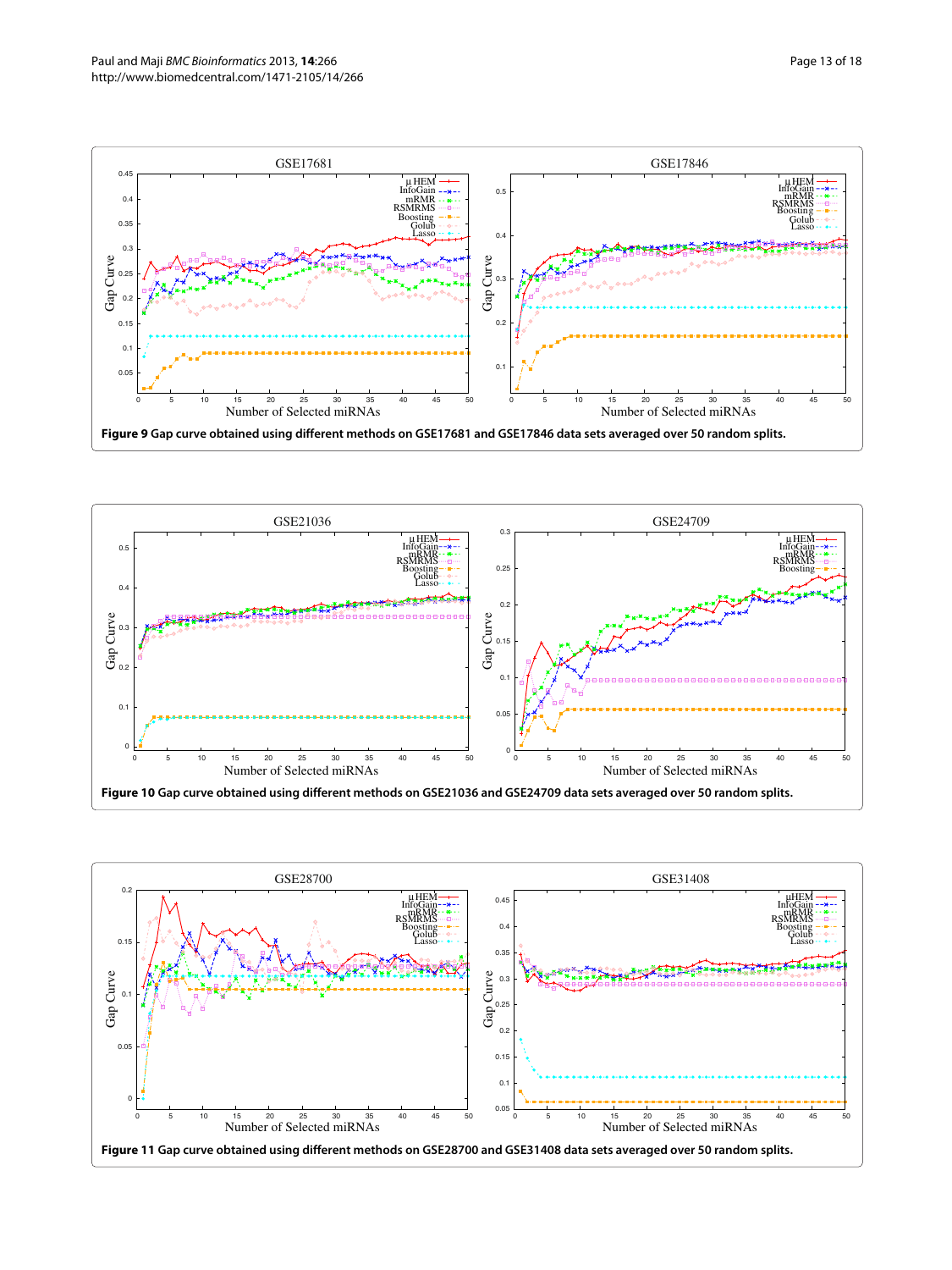**Figure 9 Gap curve obtained using different methods on GSE17681 and GSE17846 data sets averaged over 50 random splits.**

**Figure 10 Gap curve obtained using different methods on GSE21036 and GSE24709 data sets averaged over 50 random splits.**

**Figure 11 Gap curve obtained using different methods on GSE28700 and GSE31408 data sets averaged over 50 random splits.**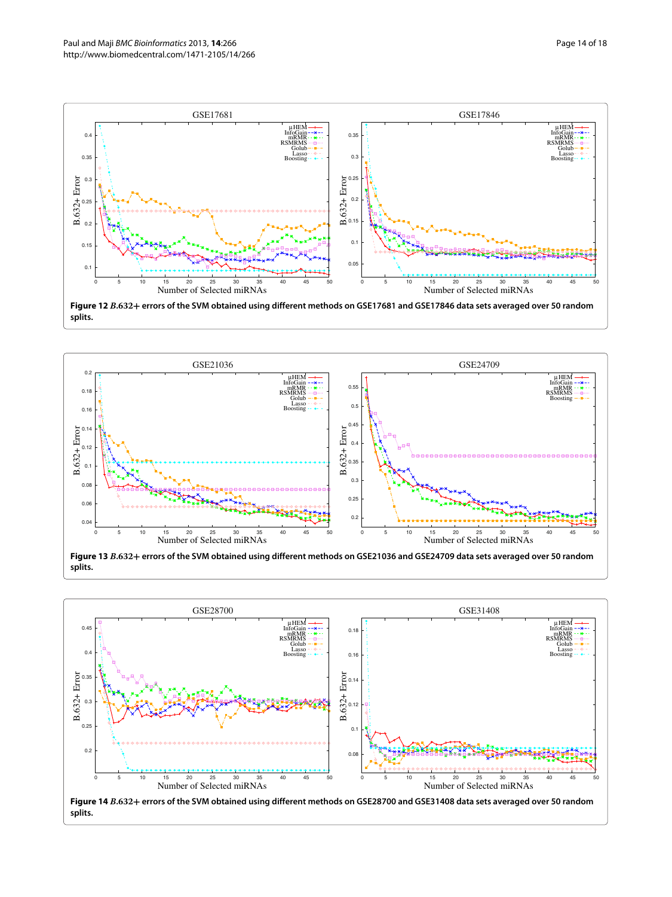**Figure 12** ***B*.632+ errors of the SVM obtained using different methods on GSE17681 and GSE17846 data sets averaged over 50 random splits.**

**Figure 13** ***B*.632+ errors of the SVM obtained using different methods on GSE21036 and GSE24709 data sets averaged over 50 random splits.**

**Figure 14** ***B*.632+ errors of the SVM obtained using different methods on GSE28700 and GSE31408 data sets averaged over 50 random splits.**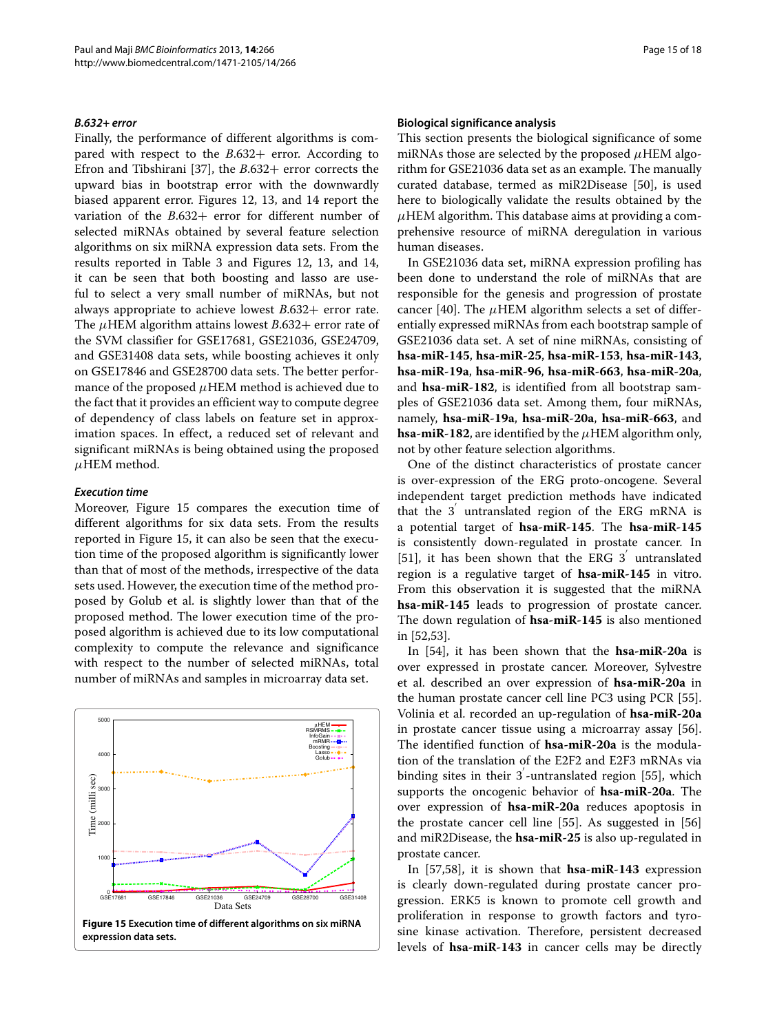### *B*.632+ error

Finally, the performance of different algorithms is compared with respect to the *B*.632+ error. According to Efron and Tibshirani [37], the *B*.632+ error corrects the upward bias in bootstrap error with the downwardly biased apparent error. Figures 12, 13, and 14 report the variation of the *B*.632+ error for different number of selected miRNAs obtained by several feature selection algorithms on six miRNA expression data sets. From the results reported in Table 3 and Figures 12, 13, and 14, it can be seen that both boosting and lasso are useful to select a very small number of miRNAs, but not always appropriate to achieve lowest *B*.632+ error rate. The $\mu$HEM algorithm attains lowest *B*.632+ error rate of the SVM classifier for GSE17681, GSE21036, GSE24709, and GSE31408 data sets, while boosting achieves it only on GSE17846 and GSE28700 data sets. The better performance of the proposed $\mu$HEM method is achieved due to the fact that it provides an efficient way to compute degree of dependency of class labels on feature set in approximation spaces. In effect, a reduced set of relevant and significant miRNAs is being obtained using the proposed $\mu$HEM method.

### *Execution time*

Moreover, Figure 15 compares the execution time of different algorithms for six data sets. From the results reported in Figure 15, it can also be seen that the execution time of the proposed algorithm is significantly lower than that of most of the methods, irrespective of the data sets used. However, the execution time of the method proposed by Golub et al. is slightly lower than that of the proposed method. The lower execution time of the proposed algorithm is achieved due to its low computational complexity to compute the relevance and significance with respect to the number of selected miRNAs, total number of miRNAs and samples in microarray data set.

**Figure 15 Execution time of different algorithms on six miRNA expression data sets.**

### Biological significance analysis

This section presents the biological significance of some miRNAs those are selected by the proposed $\mu$HEM algorithm for GSE21036 data set as an example. The manually curated database, termed as miR2Disease [50], is used here to biologically validate the results obtained by the $\mu$HEM algorithm. This database aims at providing a comprehensive resource of miRNA deregulation in various human diseases.

In GSE21036 data set, miRNA expression profiling has been done to understand the role of miRNAs that are responsible for the genesis and progression of prostate cancer [40]. The $\mu$HEM algorithm selects a set of differentially expressed miRNAs from each bootstrap sample of GSE21036 data set. A set of nine miRNAs, consisting of **hsa-miR-145**, **hsa-miR-25**, **hsa-miR-153**, **hsa-miR-143**, **hsa-miR-19a**, **hsa-miR-96**, **hsa-miR-663**, **hsa-miR-20a**, and **hsa-miR-182**, is identified from all bootstrap samples of GSE21036 data set. Among them, four miRNAs, namely, **hsa-miR-19a**, **hsa-miR-20a**, **hsa-miR-663**, and **hsa-miR-182**, are identified by the $\mu$HEM algorithm only, not by other feature selection algorithms.

One of the distinct characteristics of prostate cancer is over-expression of the ERG proto-oncogene. Several independent target prediction methods have indicated that the $3'$ untranslated region of the ERG mRNA is a potential target of **hsa-miR-145**. The **hsa-miR-145** is consistently down-regulated in prostate cancer. In [51], it has been shown that the ERG $3'$ untranslated region is a regulative target of **hsa-miR-145** in vitro. From this observation it is suggested that the miRNA **hsa-miR-145** leads to progression of prostate cancer. The down regulation of **hsa-miR-145** is also mentioned in [52,53].

In [54], it has been shown that the **hsa-miR-20a** is over expressed in prostate cancer. Moreover, Sylvestre et al. described an over expression of **hsa-miR-20a** in the human prostate cancer cell line PC3 using PCR [55]. Volinia et al. recorded an up-regulation of **hsa-miR-20a** in prostate cancer tissue using a microarray assay [56]. The identified function of **hsa-miR-20a** is the modulation of the translation of the E2F2 and E2F3 mRNAs via binding sites in their $3'$-untranslated region [55], which supports the oncogenic behavior of **hsa-miR-20a**. The over expression of **hsa-miR-20a** reduces apoptosis in the prostate cancer cell line [55]. As suggested in [56] and miR2Disease, the **hsa-miR-25** is also up-regulated in prostate cancer.

In [57,58], it is shown that **hsa-miR-143** expression is clearly down-regulated during prostate cancer progression. ERK5 is known to promote cell growth and proliferation in response to growth factors and tyrosine kinase activation. Therefore, persistent decreased levels of **hsa-miR-143** in cancer cells may be directly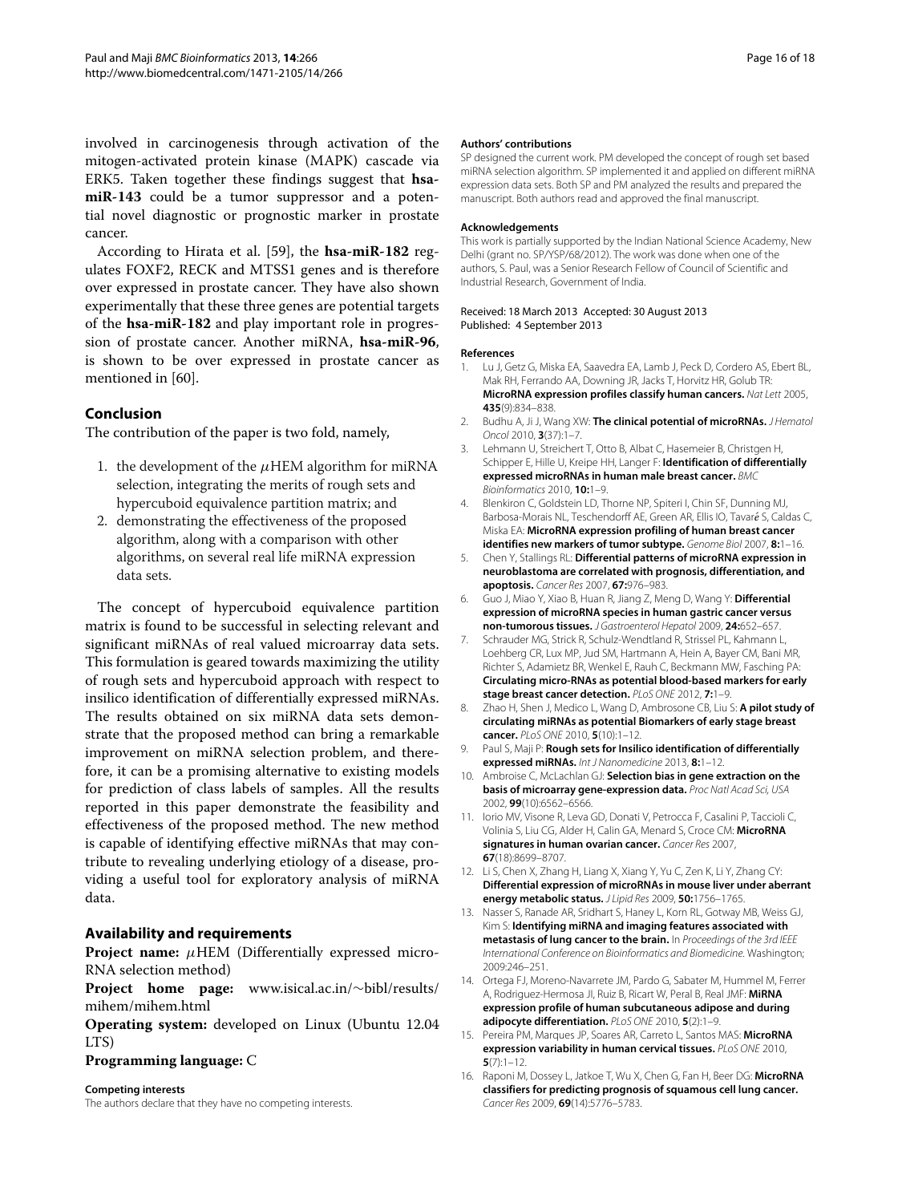involved in carcinogenesis through activation of the mitogen-activated protein kinase (MAPK) cascade via ERK5. Taken together these findings suggest that **hsa-miR-143** could be a tumor suppressor and a potential novel diagnostic or prognostic marker in prostate cancer.

According to Hirata et al. [59], the **hsa-miR-182** regulates FOXF2, RECK and MTSS1 genes and is therefore over expressed in prostate cancer. They have also shown experimentally that these three genes are potential targets of the **hsa-miR-182** and play important role in progression of prostate cancer. Another miRNA, **hsa-miR-96**, is shown to be over expressed in prostate cancer as mentioned in [60].

## Conclusion

The contribution of the paper is two fold, namely,

1. the development of the $\mu$HEM algorithm for miRNA selection, integrating the merits of rough sets and hypercuboid equivalence partition matrix; and
2. demonstrating the effectiveness of the proposed algorithm, along with a comparison with other algorithms, on several real life miRNA expression data sets.

The concept of hypercuboid equivalence partition matrix is found to be successful in selecting relevant and significant miRNAs of real valued microarray data sets. This formulation is geared towards maximizing the utility of rough sets and hypercuboid approach with respect to insilico identification of differentially expressed miRNAs. The results obtained on six miRNA data sets demonstrate that the proposed method can bring a remarkable improvement on miRNA selection problem, and therefore, it can be a promising alternative to existing models for prediction of class labels of samples. All the results reported in this paper demonstrate the feasibility and effectiveness of the proposed method. The new method is capable of identifying effective miRNAs that may contribute to revealing underlying etiology of a disease, providing a useful tool for exploratory analysis of miRNA data.

## Availability and requirements

**Project name:** $\mu$HEM (Differentially expressed micro-RNA selection method)

**Project home page:** www.isical.ac.in/~bibl/results/mihem/mihem.html

**Operating system:** developed on Linux (Ubuntu 12.04 LTS)

**Programming language:** C

#### Competing interests

The authors declare that they have no competing interests.

#### Authors' contributions

SP designed the current work. PM developed the concept of rough set based miRNA selection algorithm. SP implemented it and applied on different miRNA expression data sets. Both SP and PM analyzed the results and prepared the manuscript. Both authors read and approved the final manuscript.

#### Acknowledgements

This work is partially supported by the Indian National Science Academy, New Delhi (grant no. SP/YSP/68/2012). The work was done when one of the authors, S. Paul, was a Senior Research Fellow of Council of Scientific and Industrial Research, Government of India.

Received: 18 March 2013 Accepted: 30 August 2013
Published: 4 September 2013

#### References

1. Lu J, Getz G, Miska EA, Saavedra EA, Lamb J, Peck D, Cordero AS, Ebert BL, Mak RH, Ferrando AA, Downing JR, Jacks T, Horvitz HR, Golub TR: **MicroRNA expression profiles classify human cancers.** *Nat Lett* 2005, **435**(9):834–838.
2. Budhu A, Ji J, Wang XW: **The clinical potential of microRNAs.** *J Hematol Oncol* 2010, **3**(37):1–7.
3. Lehmann U, Streichert T, Otto B, Albat C, Hasemeier B, Christgen H, Schipper E, Hille U, Kreipe HH, Langer F: **Identification of differentially expressed microRNAs in human male breast cancer.** *BMC Bioinformatics* 2010, **10:**1–9.
4. Blenkiron C, Goldstein LD, Thorne NP, Spiteri I, Chin SF, Dunning MJ, Barbosa-Morais NL, Teschendorff AE, Green AR, Ellis IO, Tavaré S, Caldas C, Miska EA: **MicroRNA expression profiling of human breast cancer identifies new markers of tumor subtype.** *Genome Biol* 2007, **8:**1–16.
5. Chen Y, Stallings RL: **Differential patterns of microRNA expression in neuroblastoma are correlated with prognosis, differentiation, and apoptosis.** *Cancer Res* 2007, **67:**976–983.
6. Guo J, Miao Y, Xiao B, Huan R, Jiang Z, Meng D, Wang Y: **Differential expression of microRNA species in human gastric cancer versus non-tumorous tissues.** *J Gastroenterol Hepatol* 2009, **24:**652–657.
7. Schrauder MG, Strick R, Schulz-Wendtland R, Strissel PL, Kahmann L, Loehberg CR, Lux MP, Jud SM, Hartmann A, Hein A, Bayer CM, Bani MR, Richter S, Adamietz BR, Wenkel E, Rauh C, Beckmann MW, Fasching PA: **Circulating micro-RNAs as potential blood-based markers for early stage breast cancer detection.** *PLoS ONE* 2012, **7:**1–9.
8. Zhao H, Shen J, Medico L, Wang D, Ambrosone CB, Liu S: **A pilot study of circulating miRNAs as potential Biomarkers of early stage breast cancer.** *PLoS ONE* 2010, **5**(10):1–12.
9. Paul S, Maji P: **Rough sets for Insilico identification of differentially expressed miRNAs.** *Int J Nanomedicine* 2013, **8:**1–12.
10. Ambroise C, McLachlan GJ: **Selection bias in gene extraction on the basis of microarray gene-expression data.** *Proc Natl Acad Sci, USA* 2002, **99**(10):6562–6566.
11. Iorio MV, Visone R, Leva GD, Donati V, Petrocca F, Casalini P, Taccioli C, Volinia S, Liu CG, Alder H, Calin GA, Menard S, Croce CM: **MicroRNA signatures in human ovarian cancer.** *Cancer Res* 2007, **67**(18):8699–8707.
12. Li S, Chen X, Zhang H, Liang X, Xiang Y, Yu C, Zen K, Li Y, Zhang CY: **Differential expression of microRNAs in mouse liver under aberrant energy metabolic status.** *J Lipid Res* 2009, **50:**1756–1765.
13. Nasser S, Ranade AR, Sridhart S, Haney L, Korn RL, Gotway MB, Weiss GJ, Kim S: **Identifying miRNA and imaging features associated with metastasis of lung cancer to the brain.** In *Proceedings of the 3rd IEEE International Conference on Bioinformatics and Biomedicine*. Washington; 2009:246–251.
14. Ortega FJ, Moreno-Navarrete JM, Pardo G, Sabater M, Hummel M, Ferrer A, Rodriguez-Hermosa JI, Ruiz B, Ricart W, Peral B, Real JMF: **MiRNA expression profile of human subcutaneous adipose and during adipocyte differentiation.** *PLoS ONE* 2010, **5**(2):1–9.
15. Pereira PM, Marques JP, Soares AR, Carreto L, Santos MAS: **MicroRNA expression variability in human cervical tissues.** *PLoS ONE* 2010, **5**(7):1–12.
16. Raponi M, Dossey L, Jatkoe T, Wu X, Chen G, Fan H, Beer DG: **MicroRNA classifiers for predicting prognosis of squamous cell lung cancer.** *Cancer Res* 2009, **69**(14):5776–5783.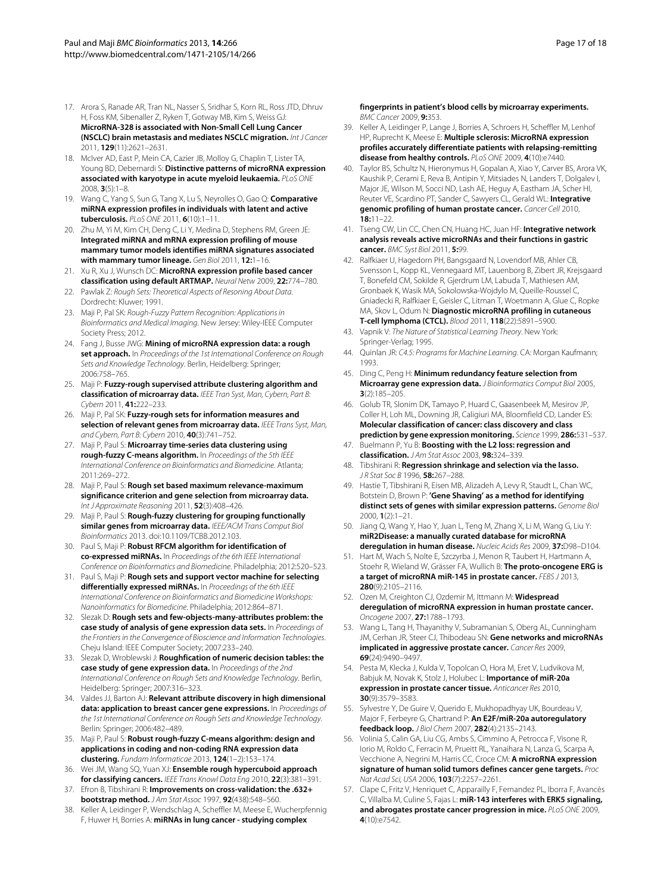17. Arora S, Ranade AR, Tran NL, Nasser S, Sridhar S, Korn RL, Ross JTD, Dhruv H, Foss KM, Sibenaller Z, Ryken T, Gotway MB, Kim S, Weiss GJ: **MicroRNA-328 is associated with Non-Small Cell Lung Cancer (NSCLC) brain metastasis and mediates NSCLC migration.** *Int J Cancer* 2011, **129**(11):2621–2631.
18. McIver AD, East P, Mein CA, Cazier JB, Molloy G, Chaplin T, Lister TA, Young BD, Debernardi S: **Distinctive patterns of microRNA expression associated with karyotype in acute myeloid leukaemia.** *PLoS ONE* 2008, **3**(5):1–8.
19. Wang C, Yang S, Sun G, Tang X, Lu S, Neyrolles O, Gao Q: **Comparative miRNA expression profiles in individuals with latent and active tuberculosis.** *PLoS ONE* 2011, **6**(10):1–11.
20. Zhu M, Yi M, Kim CH, Deng C, Li Y, Medina D, Stephens RM, Green JE: **Integrated miRNA and mRNA expression profiling of mouse mammary tumor models identifies miRNA signatures associated with mammary tumor lineage.** *Gen Biol* 2011, **12:**1–16.
21. Xu R, Xu J, Wunsch DC: **MicroRNA expression profile based cancer classification using default ARTMAP.** *Neural Netw* 2009, **22:**774–780.
22. Pawlak Z: *Rough Sets: Theoretical Aspects of Resoning About Data*. Dordrecht: Kluwer; 1991.
23. Maji P, Pal SK: *Rough-Fuzzy Pattern Recognition: Applications in Bioinformatics and Medical Imaging*. New Jersey: Wiley-IEEE Computer Society Press; 2012.
24. Fang J, Busse JWG: **Mining of microRNA expression data: a rough set approach.** In *Proceedings of the 1st International Conference on Rough Sets and Knowledge Technology*. Berlin, Heidelberg: Springer; 2006:758–765.
25. Maji P: **Fuzzy-rough supervised attribute clustering algorithm and classification of microarray data.** *IEEE Tran Syst, Man, Cybern, Part B: Cybern* 2011, **41:**222–233.
26. Maji P, Pal SK: **Fuzzy-rough sets for information measures and selection of relevant genes from microarray data.** *IEEE Trans Syst, Man, and Cybern, Part B: Cybern* 2010, **40**(3):741–752.
27. Maji P, Paul S: **Microarray time-series data clustering using rough-fuzzy C-means algorithm.** In *Proceedings of the 5th IEEE International Conference on Bioinformatics and Biomedicine*. Atlanta; 2011:269–272.
28. Maji P, Paul S: **Rough set based maximum relevance-maximum significance criterion and gene selection from microarray data.** *Int J Approximate Reasoning* 2011, **52**(3):408–426.
29. Maji P, Paul S: **Rough-fuzzy clustering for grouping functionally similar genes from microarray data.** *IEEE/ACM Trans Comput Biol Bioinformatics* 2013. doi:10.1109/TCBB.2012.103.
30. Paul S, Maji P: **Robust RFCM algorithm for identification of co-expressed miRNAs.** In *Proceedings of the 6th IEEE International Conference on Bioinformatics and Biomedicine*. Philadelphia; 2012:520–523.
31. Paul S, Maji P: **Rough sets and support vector machine for selecting differentially expressed miRNAs.** In *Proceedings of the 6th IEEE International Conference on Bioinformatics and Biomedicine Workshops: Nanoinformatics for Biomedicine*. Philadelphia; 2012:864–871.
32. Slezak D: **Rough sets and few-objects-many-attributes problem: the case study of analysis of gene expression data sets.** In *Proceedings of the Frontiers in the Convergence of Bioscience and Information Technologies*. Cheju Island: IEEE Computer Society; 2007:233–240.
33. Slezak D, Wroblewski J: **Roughfication of numeric decision tables: the case study of gene expression data.** In *Proceedings of the 2nd International Conference on Rough Sets and Knowledge Technology*. Berlin, Heidelberg: Springer; 2007:316–323.
34. Valdes JJ, Barton AJ: **Relevant attribute discovery in high dimensional data: application to breast cancer gene expressions.** In *Proceedings of the 1st International Conference on Rough Sets and Knowledge Technology*. Berlin: Springer; 2006:482–489.
35. Maji P, Paul S: **Robust rough-fuzzy C-means algorithm: design and applications in coding and non-coding RNA expression data clustering.** *Fundam Informaticae* 2013, **124**(1–2):153–174.
36. Wei JM, Wang SQ, Yuan XJ: **Ensemble rough hypercuboid approach for classifying cancers.** *IEEE Trans Knowl Data Eng* 2010, **22**(3):381–391.
37. Efron B, Tibshirani R: **Improvements on cross-validation: the .632+ bootstrap method.** *J Am Stat Assoc* 1997, **92**(438):548–560.
38. Keller A, Leidinger P, Wendschlag A, Scheffler M, Meese E, Wucherpfennig F, Huwer H, Borries A: **miRNAs in lung cancer - studying complex fingerprints in patient's blood cells by microarray experiments.** *BMC Cancer* 2009, **9:**353.
39. Keller A, Leidinger P, Lange J, Borries A, Schroers H, Scheffler M, Lenhof HP, Ruprecht K, Meese E: **Multiple sclerosis: MicroRNA expression profiles accurately differentiate patients with relapsing-remitting disease from healthy controls.** *PLoS ONE* 2009, **4**(10):e7440.
40. Taylor BS, Schultz N, Hieronymus H, Gopalan A, Xiao Y, Carver BS, Arora VK, Kaushik P, Cerami E, Reva B, Antipin Y, Mitsiades N, Landers T, Dolgalev I, Major JE, Wilson M, Socci ND, Lash AE, Heguy A, Eastham JA, Scher HI, Reuter VE, Scardino PT, Sander C, Sawyers CL, Gerald WL: **Integrative genomic profiling of human prostate cancer.** *Cancer Cell* 2010, **18:**11–22.
41. Tseng CW, Lin CC, Chen CN, Huang HC, Juan HF: **Integrative network analysis reveals active microRNAs and their functions in gastric cancer.** *BMC Syst Biol* 2011, **5:**99.
42. Ralfkiaer U, Hagedorn PH, Bangsgaard N, Lovendorf MB, Ahler CB, Svensson L, Kopp KL, Vennegaard MT, Lauenborg B, Zibert JR, Krejsgaard T, Bonefeld CM, Sokilde R, Gjerdrum LM, Labuda T, Mathiesen AM, Gronbaek K, Wasik MA, Sokolowska-Wojdylo M, Queille-Roussel C, Gniadecki R, Ralfkiaer E, Geisler C, Litman T, Woetmann A, Glue C, Ropke MA, Skov L, Odum N: **Diagnostic microRNA profiling in cutaneous T-cell lymphoma (CTCL).** *Blood* 2011, **118**(22):5891–5900.
43. Vapnik V: *The Nature of Statistical Learning Theory*. New York: Springer-Verlag; 1995.
44. Quinlan JR: *C4.5: Programs for Machine Learning*. CA: Morgan Kaufmann; 1993.
45. Ding C, Peng H: **Minimum redundancy feature selection from Microarray gene expression data.** *J Bioinformatics Comput Biol* 2005, **3**(2):185–205.
46. Golub TR, Slonim DK, Tamayo P, Huard C, Gaasenbeek M, Mesirov JP, Coller H, Loh ML, Downing JR, Caligiuri MA, Bloomfield CD, Lander ES: **Molecular classification of cancer: class discovery and class prediction by gene expression monitoring.** *Science* 1999, **286:**531–537.
47. Buelmann P, Yu B: **Boosting with the L2 loss: regression and classification.** *J Am Stat Assoc* 2003, **98:**324–339.
48. Tibshirani R: **Regression shrinkage and selection via the lasso.** *J R Stat Soc B* 1996, **58:**267–288.
49. Hastie T, Tibshirani R, Eisen MB, Alizadeh A, Levy R, Staudt L, Chan WC, Botstein D, Brown P: **'Gene Shaving' as a method for identifying distinct sets of genes with similar expression patterns.** *Genome Biol* 2000, **1**(2):1–21.
50. Jiang Q, Wang Y, Hao Y, Juan L, Teng M, Zhang X, Li M, Wang G, Liu Y: **miR2Disease: a manually curated database for microRNA deregulation in human disease.** *Nucleic Acids Res* 2009, **37:**D98–D104.
51. Hart M, Wach S, Nolte E, Szczyrba J, Menon R, Taubert H, Hartmann A, Stoehr R, Wieland W, Grässer FA, Wullich B: **The proto-oncogene ERG is a target of microRNA miR-145 in prostate cancer.** *FEBS J* 2013, **280**(9):2105–2116.
52. Ozen M, Creighton CJ, Ozdemir M, Ittmann M: **Widespread deregulation of microRNA expression in human prostate cancer.** *Oncogene* 2007, **27:**1788–1793.
53. Wang L, Tang H, Thayanithy V, Subramanian S, Oberg AL, Cunningham JM, Cerhan JR, Steer CJ, Thibodeau SN: **Gene networks and microRNAs implicated in aggressive prostate cancer.** *Cancer Res* 2009, **69**(24):9490–9497.
54. Pesta M, Klecka J, Kulda V, Topolcan O, Hora M, Eret V, Ludvikova M, Babjuk M, Novak K, Stolz J, Holubec L: **Importance of miR-20a expression in prostate cancer tissue.** *Anticancer Res* 2010, **30**(9):3579–3583.
55. Sylvestre Y, De Guire V, Querido E, Mukhopadhyay UK, Bourdeau V, Major F, Ferbeyre G, Chartrand P: **An E2F/miR-20a autoregulatory feedback loop.** *J Biol Chem* 2007, **282**(4):2135–2143.
56. Volinia S, Calin GA, Liu CG, Ambs S, Cimmino A, Petrocca F, Visone R, Iorio M, Roldo C, Ferracin M, Prueitt RL, Yanaihara N, Lanza G, Scarpa A, Vecchione A, Negrini M, Harris CC, Croce CM: **A microRNA expression signature of human solid tumors defines cancer gene targets.** *Proc Nat Acad Sci, USA* 2006, **103**(7):2257–2261.
57. Clape C, Fritz V, Henriquet C, Apparailly F, Fernandez PL, Iborra F, Avancès C, Villalba M, Culine S, Fajas L: **miR-143 interferes with ERK5 signaling, and abrogates prostate cancer progression in mice.** *PLoS ONE* 2009, **4**(10):e7542.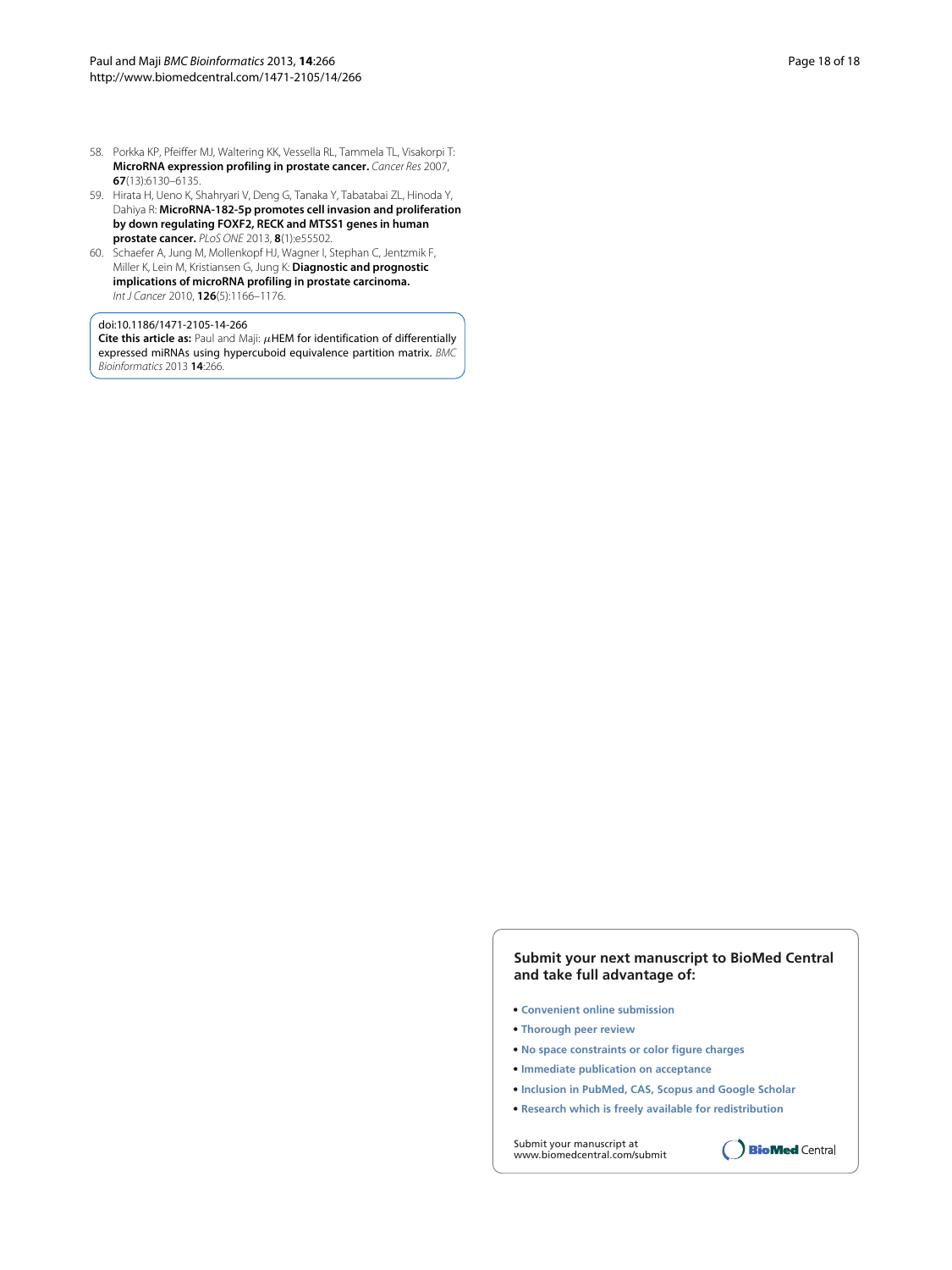58. Porkka KP, Pfeiffer MJ, Waltering KK, Vessella RL, Tammela TL, Visakorpi T: **MicroRNA expression profiling in prostate cancer.** *Cancer Res* 2007, **67**(13):6130–6135.
59. Hirata H, Ueno K, Shahryari V, Deng G, Tanaka Y, Tabatabai ZL, Hinoda Y, Dahiya R: **MicroRNA-182-5p promotes cell invasion and proliferation by down regulating FOXF2, RECK and MTSS1 genes in human prostate cancer.** *PLoS ONE* 2013, **8**(1):e55502.
60. Schaefer A, Jung M, Mollenkopf HJ, Wagner I, Stephan C, Jentzmik F, Miller K, Lein M, Kristiansen G, Jung K: **Diagnostic and prognostic implications of microRNA profiling in prostate carcinoma.** *Int J Cancer* 2010, **126**(5):1166–1176.

doi:10.1186/1471-2105-14-266

**Cite this article as:** Paul and Maji: $\mu$HEM for identification of differentially expressed miRNAs using hypercuboid equivalence partition matrix. *BMC Bioinformatics* 2013 **14**:266.

**Submit your next manuscript to BioMed Central and take full advantage of:**

- **Convenient online submission**
- **Thorough peer review**
- **No space constraints or color figure charges**
- **Immediate publication on acceptance**
- **Inclusion in PubMed, CAS, Scopus and Google Scholar**
- **Research which is freely available for redistribution**

Submit your manuscript at
www.biomedcentral.com/submit

BioMed Central